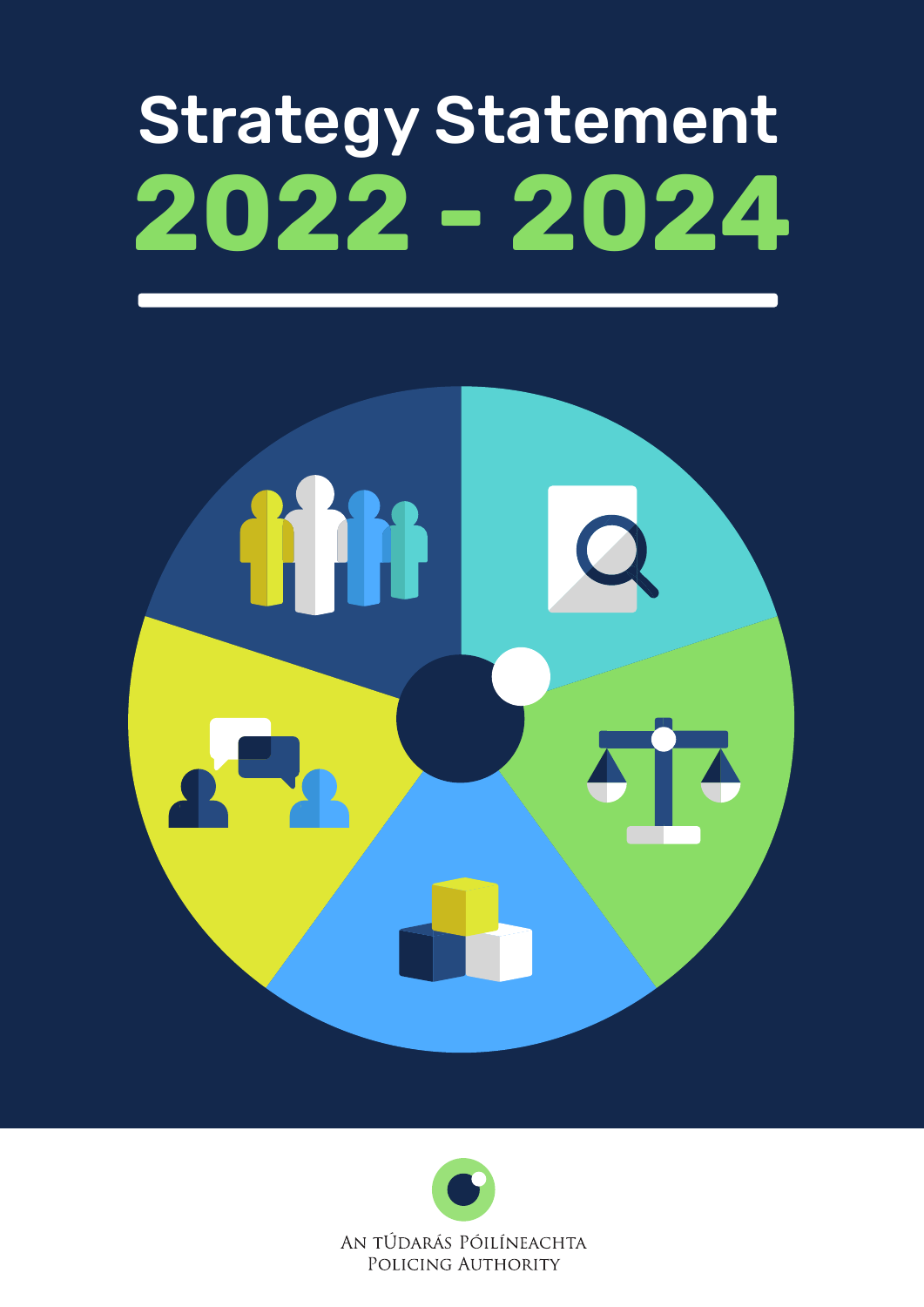# Strategy Statement

# 2022 - 2024

An tÚdarás Póilíneachta

Policing Authority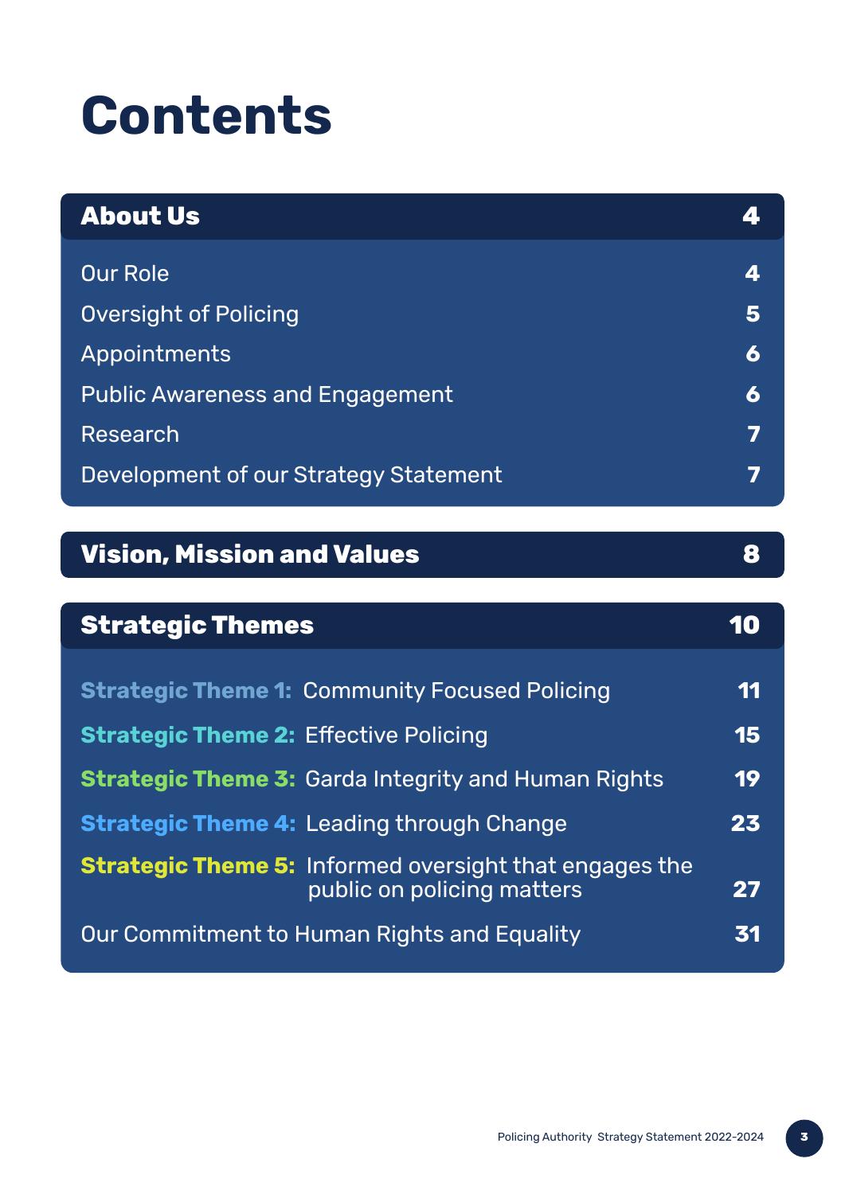# Contents

| **About Us** | **4** |
| --- | --- |
| Our Role | 4 |
| Oversight of Policing | 5 |
| Appointments | 6 |
| Public Awareness and Engagement | 6 |
| Research | 7 |
| Development of our Strategy Statement | 7 |

| **Vision, Mission and Values** | **8** |
| --- | --- |

| **Strategic Themes** | **10** |
| --- | --- |
| **Strategic Theme 1:** Community Focused Policing | 11 |
| **Strategic Theme 2:** Effective Policing | 15 |
| **Strategic Theme 3:** Garda Integrity and Human Rights | 19 |
| **Strategic Theme 4:** Leading through Change | 23 |
| **Strategic Theme 5:** Informed oversight that engages the public on policing matters | 27 |
| Our Commitment to Human Rights and Equality | 31 |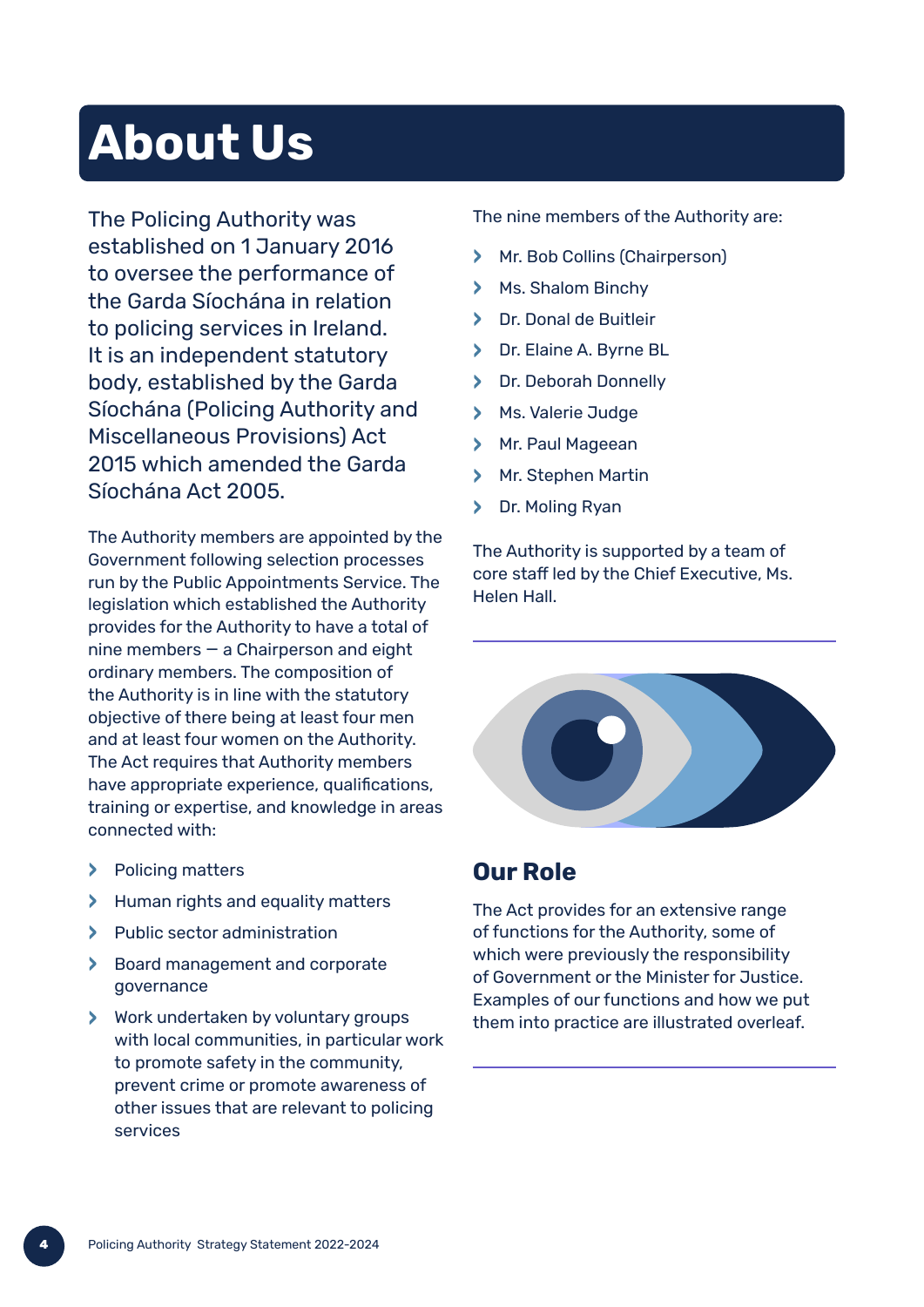# About Us

The Policing Authority was established on 1 January 2016 to oversee the performance of the Garda Síochána in relation to policing services in Ireland. It is an independent statutory body, established by the Garda Síochána (Policing Authority and Miscellaneous Provisions) Act 2015 which amended the Garda Síochána Act 2005.

The Authority members are appointed by the Government following selection processes run by the Public Appointments Service. The legislation which established the Authority provides for the Authority to have a total of nine members — a Chairperson and eight ordinary members. The composition of the Authority is in line with the statutory objective of there being at least four men and at least four women on the Authority. The Act requires that Authority members have appropriate experience, qualifications, training or expertise, and knowledge in areas connected with:

- Policing matters
- Human rights and equality matters
- Public sector administration
- Board management and corporate governance
- Work undertaken by voluntary groups with local communities, in particular work to promote safety in the community, prevent crime or promote awareness of other issues that are relevant to policing services

The nine members of the Authority are:

- Mr. Bob Collins (Chairperson)
- Ms. Shalom Binchy
- Dr. Donal de Buitleir
- Dr. Elaine A. Byrne BL
- Dr. Deborah Donnelly
- Ms. Valerie Judge
- Mr. Paul Mageean
- Mr. Stephen Martin
- Dr. Moling Ryan

The Authority is supported by a team of core staff led by the Chief Executive, Ms. Helen Hall.

## Our Role

The Act provides for an extensive range of functions for the Authority, some of which were previously the responsibility of Government or the Minister for Justice. Examples of our functions and how we put them into practice are illustrated overleaf.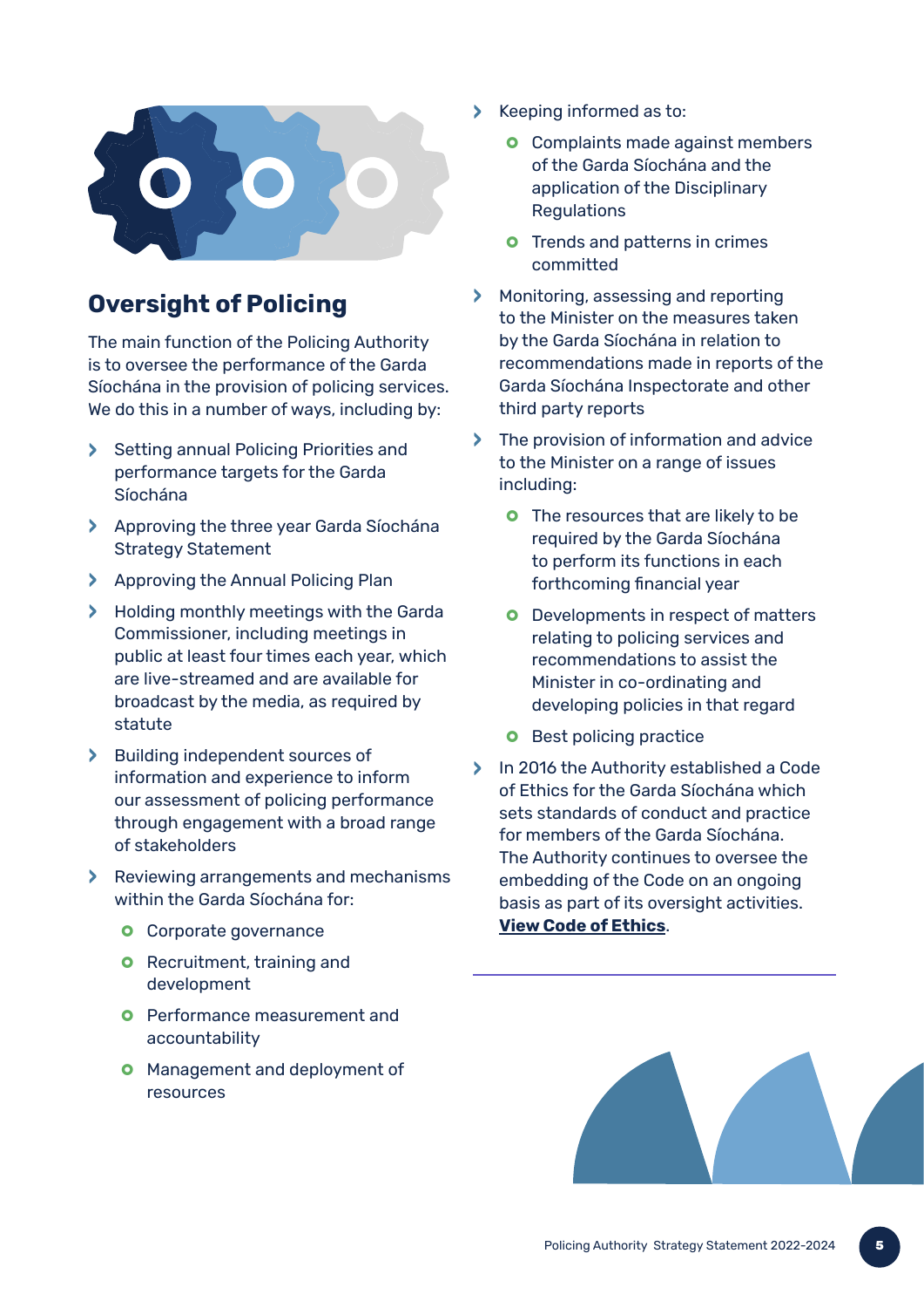## Oversight of Policing

The main function of the Policing Authority is to oversee the performance of the Garda Síochána in the provision of policing services. We do this in a number of ways, including by:

- Setting annual Policing Priorities and performance targets for the Garda Síochána
- Approving the three year Garda Síochána Strategy Statement
- Approving the Annual Policing Plan
- Holding monthly meetings with the Garda Commissioner, including meetings in public at least four times each year, which are live-streamed and are available for broadcast by the media, as required by statute
- Building independent sources of information and experience to inform our assessment of policing performance through engagement with a broad range of stakeholders
- Reviewing arrangements and mechanisms within the Garda Síochána for:
    - Corporate governance
    - Recruitment, training and development
    - Performance measurement and accountability
    - Management and deployment of resources
- Keeping informed as to:
    - Complaints made against members of the Garda Síochána and the application of the Disciplinary Regulations
    - Trends and patterns in crimes committed
- Monitoring, assessing and reporting to the Minister on the measures taken by the Garda Síochána in relation to recommendations made in reports of the Garda Síochána Inspectorate and other third party reports
- The provision of information and advice to the Minister on a range of issues including:
    - The resources that are likely to be required by the Garda Síochána to perform its functions in each forthcoming financial year
    - Developments in respect of matters relating to policing services and recommendations to assist the Minister in co-ordinating and developing policies in that regard
    - Best policing practice
- In 2016 the Authority established a Code of Ethics for the Garda Síochána which sets standards of conduct and practice for members of the Garda Síochána. The Authority continues to oversee the embedding of the Code on an ongoing basis as part of its oversight activities. **View Code of Ethics**.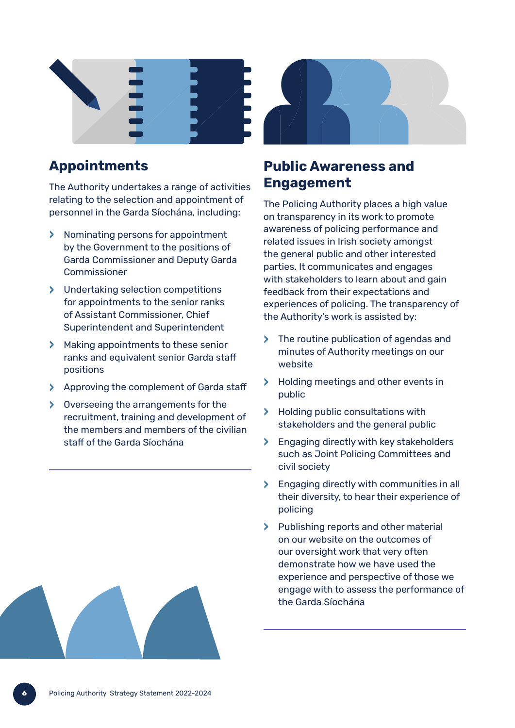## Appointments

The Authority undertakes a range of activities relating to the selection and appointment of personnel in the Garda Síochána, including:

- Nominating persons for appointment by the Government to the positions of Garda Commissioner and Deputy Garda Commissioner
- Undertaking selection competitions for appointments to the senior ranks of Assistant Commissioner, Chief Superintendent and Superintendent
- Making appointments to these senior ranks and equivalent senior Garda staff positions
- Approving the complement of Garda staff
- Overseeing the arrangements for the recruitment, training and development of the members and members of the civilian staff of the Garda Síochána

## Public Awareness and Engagement

The Policing Authority places a high value on transparency in its work to promote awareness of policing performance and related issues in Irish society amongst the general public and other interested parties. It communicates and engages with stakeholders to learn about and gain feedback from their expectations and experiences of policing. The transparency of the Authority's work is assisted by:

- The routine publication of agendas and minutes of Authority meetings on our website
- Holding meetings and other events in public
- Holding public consultations with stakeholders and the general public
- Engaging directly with key stakeholders such as Joint Policing Committees and civil society
- Engaging directly with communities in all their diversity, to hear their experience of policing
- Publishing reports and other material on our website on the outcomes of our oversight work that very often demonstrate how we have used the experience and perspective of those we engage with to assess the performance of the Garda Síochána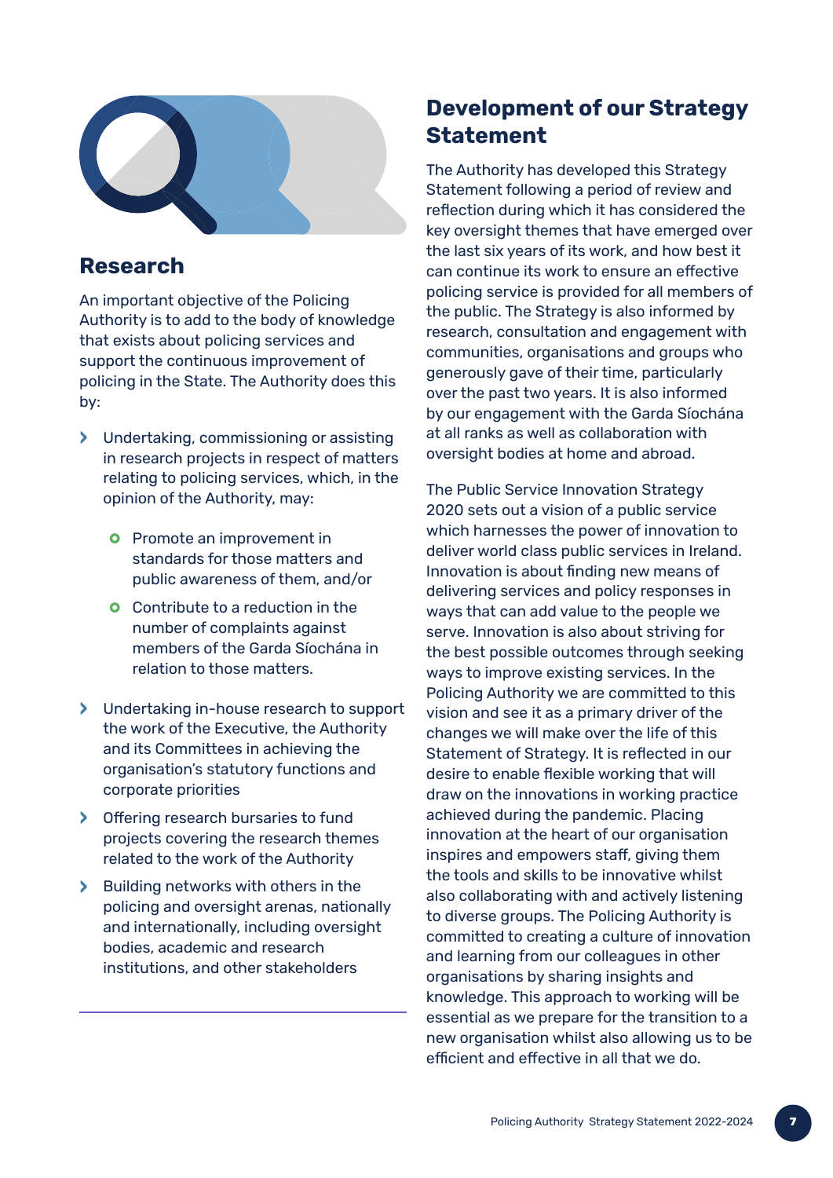## Research

An important objective of the Policing Authority is to add to the body of knowledge that exists about policing services and support the continuous improvement of policing in the State. The Authority does this by:

- Undertaking, commissioning or assisting in research projects in respect of matters relating to policing services, which, in the opinion of the Authority, may:
  - Promote an improvement in standards for those matters and public awareness of them, and/or
  - Contribute to a reduction in the number of complaints against members of the Garda Síochána in relation to those matters.
- Undertaking in-house research to support the work of the Executive, the Authority and its Committees in achieving the organisation's statutory functions and corporate priorities
- Offering research bursaries to fund projects covering the research themes related to the work of the Authority
- Building networks with others in the policing and oversight arenas, nationally and internationally, including oversight bodies, academic and research institutions, and other stakeholders

## Development of our Strategy Statement

The Authority has developed this Strategy Statement following a period of review and reflection during which it has considered the key oversight themes that have emerged over the last six years of its work, and how best it can continue its work to ensure an effective policing service is provided for all members of the public. The Strategy is also informed by research, consultation and engagement with communities, organisations and groups who generously gave of their time, particularly over the past two years. It is also informed by our engagement with the Garda Síochána at all ranks as well as collaboration with oversight bodies at home and abroad.

The Public Service Innovation Strategy 2020 sets out a vision of a public service which harnesses the power of innovation to deliver world class public services in Ireland. Innovation is about finding new means of delivering services and policy responses in ways that can add value to the people we serve. Innovation is also about striving for the best possible outcomes through seeking ways to improve existing services. In the Policing Authority we are committed to this vision and see it as a primary driver of the changes we will make over the life of this Statement of Strategy. It is reflected in our desire to enable flexible working that will draw on the innovations in working practice achieved during the pandemic. Placing innovation at the heart of our organisation inspires and empowers staff, giving them the tools and skills to be innovative whilst also collaborating with and actively listening to diverse groups. The Policing Authority is committed to creating a culture of innovation and learning from our colleagues in other organisations by sharing insights and knowledge. This approach to working will be essential as we prepare for the transition to a new organisation whilst also allowing us to be efficient and effective in all that we do.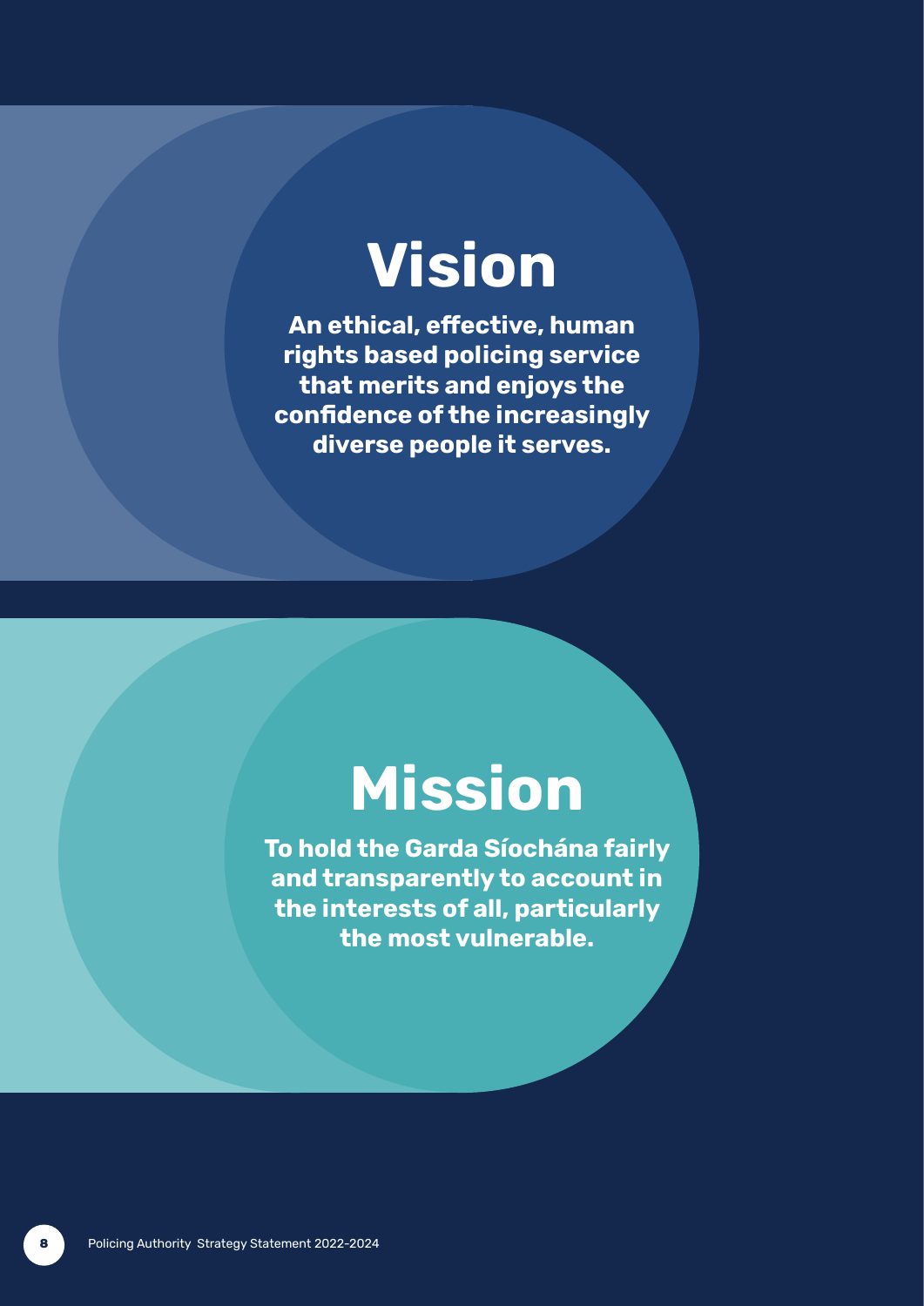# Vision

**An ethical, effective, human rights based policing service that merits and enjoys the confidence of the increasingly diverse people it serves.**

# Mission

**To hold the Garda Síochána fairly and transparently to account in the interests of all, particularly the most vulnerable.**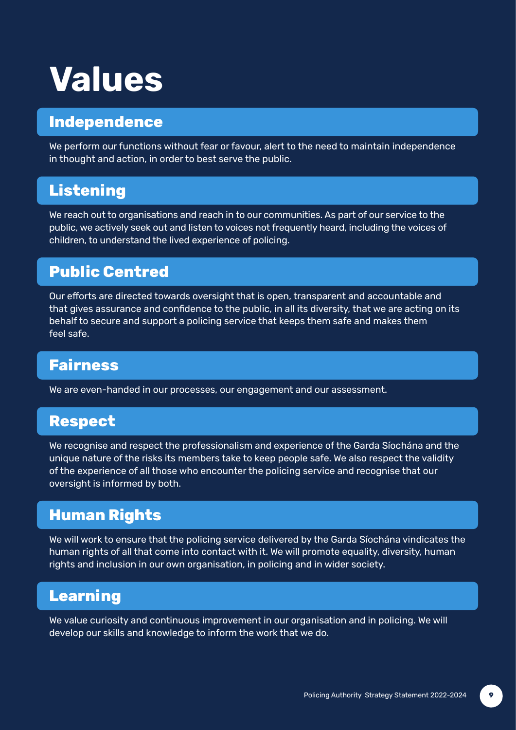# Values

## Independence

We perform our functions without fear or favour, alert to the need to maintain independence in thought and action, in order to best serve the public.

## Listening

We reach out to organisations and reach in to our communities. As part of our service to the public, we actively seek out and listen to voices not frequently heard, including the voices of children, to understand the lived experience of policing.

## Public Centred

Our efforts are directed towards oversight that is open, transparent and accountable and that gives assurance and confidence to the public, in all its diversity, that we are acting on its behalf to secure and support a policing service that keeps them safe and makes them feel safe.

## Fairness

We are even-handed in our processes, our engagement and our assessment.

## Respect

We recognise and respect the professionalism and experience of the Garda Síochána and the unique nature of the risks its members take to keep people safe. We also respect the validity of the experience of all those who encounter the policing service and recognise that our oversight is informed by both.

## Human Rights

We will work to ensure that the policing service delivered by the Garda Síochána vindicates the human rights of all that come into contact with it. We will promote equality, diversity, human rights and inclusion in our own organisation, in policing and in wider society.

## Learning

We value curiosity and continuous improvement in our organisation and in policing. We will develop our skills and knowledge to inform the work that we do.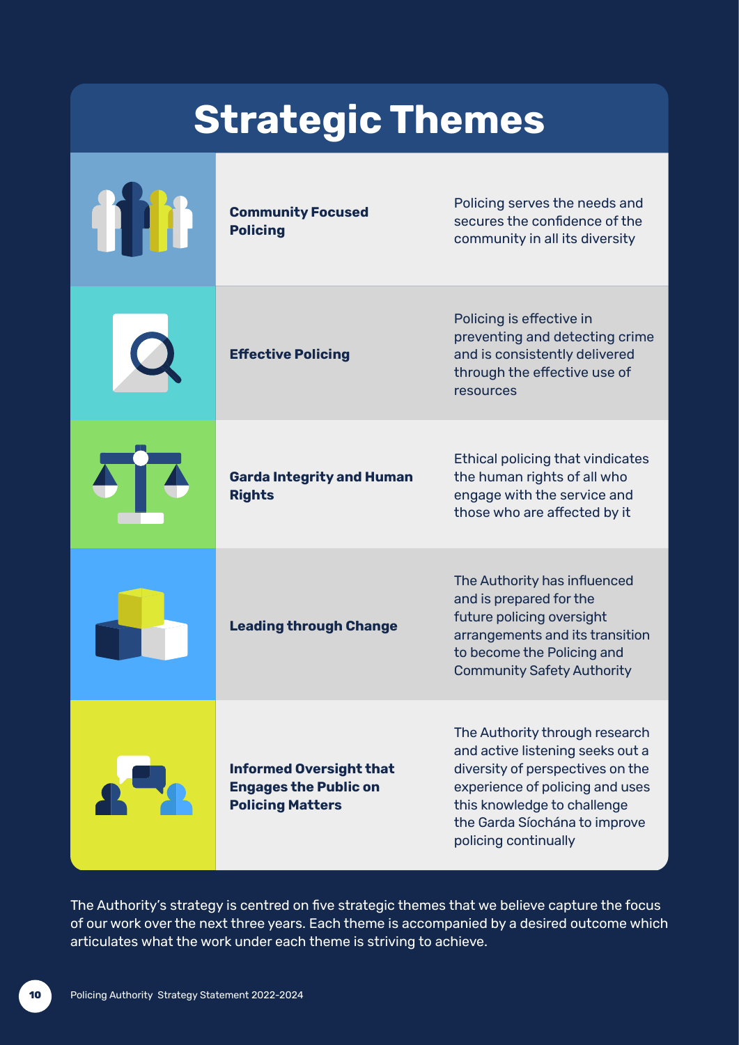# Strategic Themes

| Theme | Desired Outcome |
|---|---|
| **Community Focused Policing** | Policing serves the needs and secures the confidence of the community in all its diversity |
| **Effective Policing** | Policing is effective in preventing and detecting crime and is consistently delivered through the effective use of resources |
| **Garda Integrity and Human Rights** | Ethical policing that vindicates the human rights of all who engage with the service and those who are affected by it |
| **Leading through Change** | The Authority has influenced and is prepared for the future policing oversight arrangements and its transition to become the Policing and Community Safety Authority |
| **Informed Oversight that Engages the Public on Policing Matters** | The Authority through research and active listening seeks out a diversity of perspectives on the experience of policing and uses this knowledge to challenge the Garda Síochána to improve policing continually |

The Authority's strategy is centred on five strategic themes that we believe capture the focus of our work over the next three years. Each theme is accompanied by a desired outcome which articulates what the work under each theme is striving to achieve.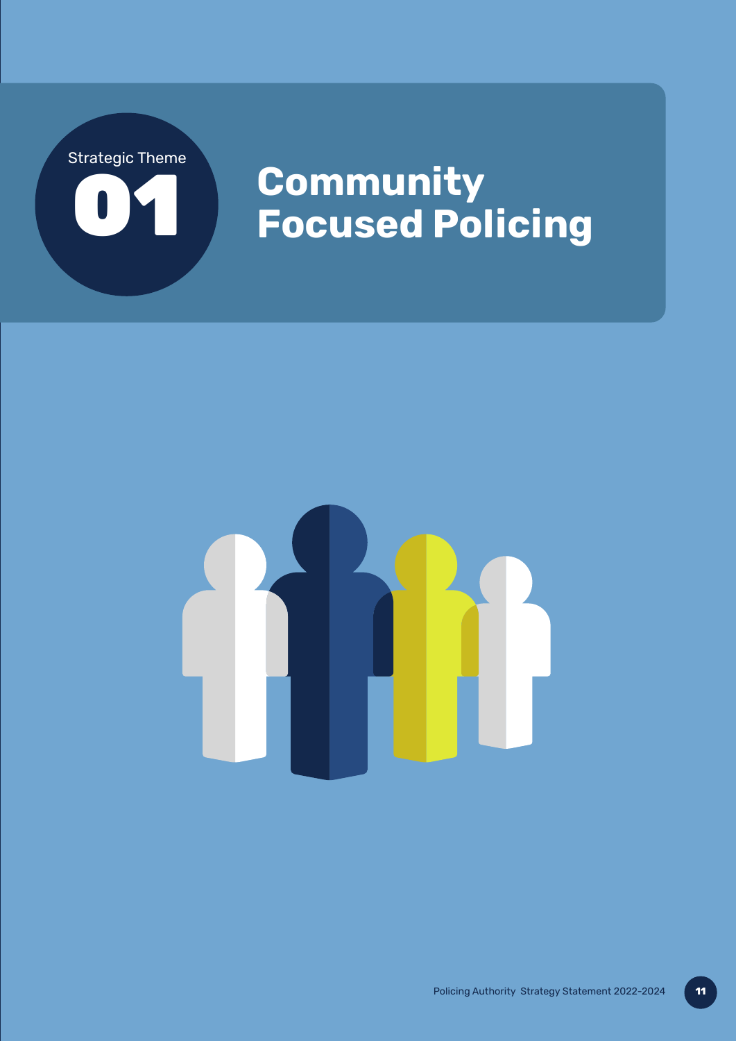Strategic Theme

# 01 Community Focused Policing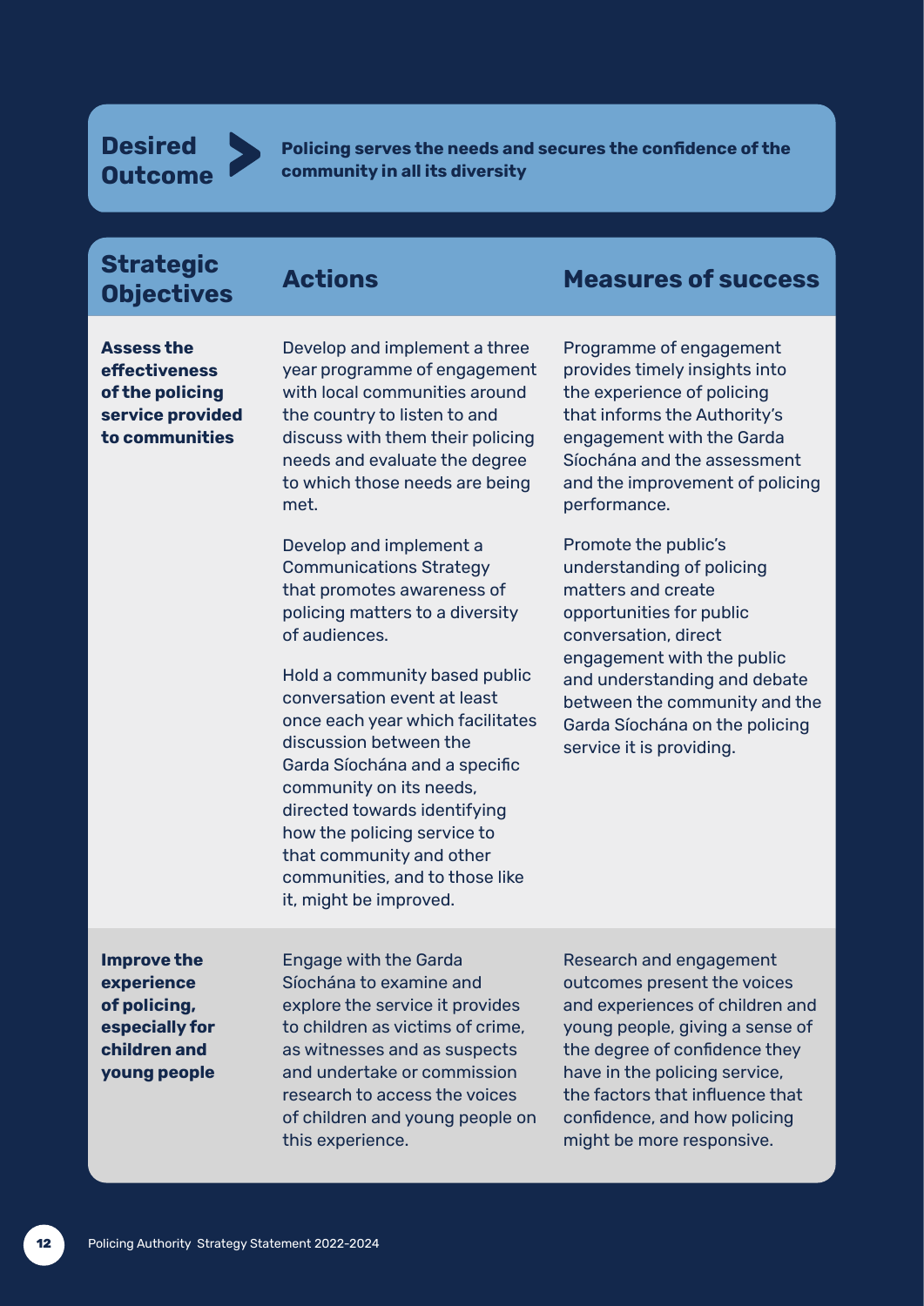**Desired Outcome** — **Policing serves the needs and secures the confidence of the community in all its diversity**

| Strategic Objectives | Actions | Measures of success |
|---|---|---|
| **Assess the effectiveness of the policing service provided to communities** | Develop and implement a three year programme of engagement with local communities around the country to listen to and discuss with them their policing needs and evaluate the degree to which those needs are being met. | Programme of engagement provides timely insights into the experience of policing that informs the Authority's engagement with the Garda Síochána and the assessment and the improvement of policing performance. |
| | Develop and implement a Communications Strategy that promotes awareness of policing matters to a diversity of audiences.<br><br>Hold a community based public conversation event at least once each year which facilitates discussion between the Garda Síochána and a specific community on its needs, directed towards identifying how the policing service to that community and other communities, and to those like it, might be improved. | Promote the public's understanding of policing matters and create opportunities for public conversation, direct engagement with the public and understanding and debate between the community and the Garda Síochána on the policing service it is providing. |
| **Improve the experience of policing, especially for children and young people** | Engage with the Garda Síochána to examine and explore the service it provides to children as victims of crime, as witnesses and as suspects and undertake or commission research to access the voices of children and young people on this experience. | Research and engagement outcomes present the voices and experiences of children and young people, giving a sense of the degree of confidence they have in the policing service, the factors that influence that confidence, and how policing might be more responsive. |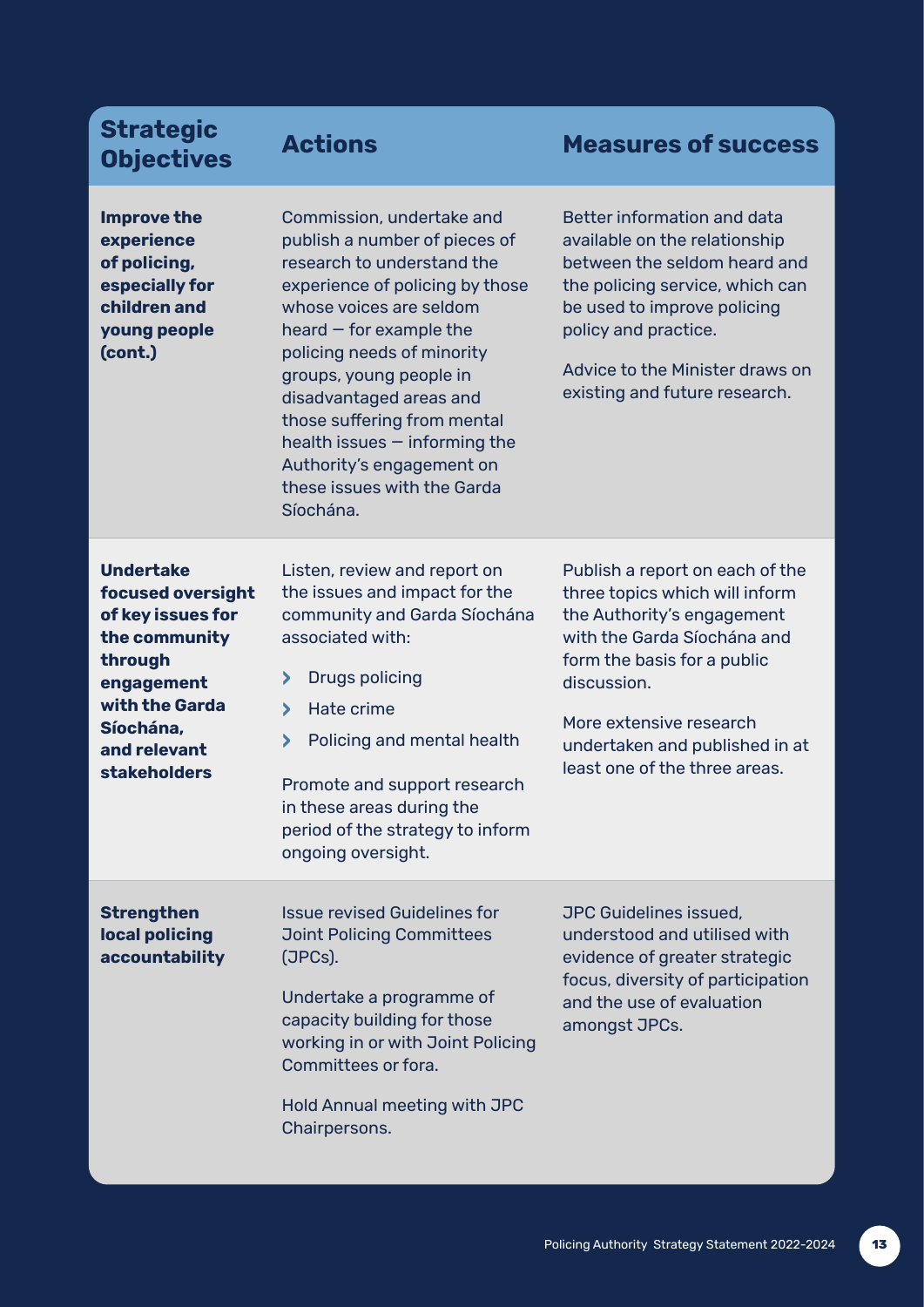| Strategic Objectives | Actions | Measures of success |
| --- | --- | --- |
| **Improve the experience of policing, especially for children and young people (cont.)** | Commission, undertake and publish a number of pieces of research to understand the experience of policing by those whose voices are seldom heard — for example the policing needs of minority groups, young people in disadvantaged areas and those suffering from mental health issues — informing the Authority's engagement on these issues with the Garda Síochána. | Better information and data available on the relationship between the seldom heard and the policing service, which can be used to improve policing policy and practice.<br><br>Advice to the Minister draws on existing and future research. |
| **Undertake focused oversight of key issues for the community through engagement with the Garda Síochána, and relevant stakeholders** | Listen, review and report on the issues and impact for the community and Garda Síochána associated with:<br>› Drugs policing<br>› Hate crime<br>› Policing and mental health<br><br>Promote and support research in these areas during the period of the strategy to inform ongoing oversight. | Publish a report on each of the three topics which will inform the Authority's engagement with the Garda Síochána and form the basis for a public discussion.<br><br>More extensive research undertaken and published in at least one of the three areas. |
| **Strengthen local policing accountability** | Issue revised Guidelines for Joint Policing Committees (JPCs).<br><br>Undertake a programme of capacity building for those working in or with Joint Policing Committees or fora.<br><br>Hold Annual meeting with JPC Chairpersons. | JPC Guidelines issued, understood and utilised with evidence of greater strategic focus, diversity of participation and the use of evaluation amongst JPCs. |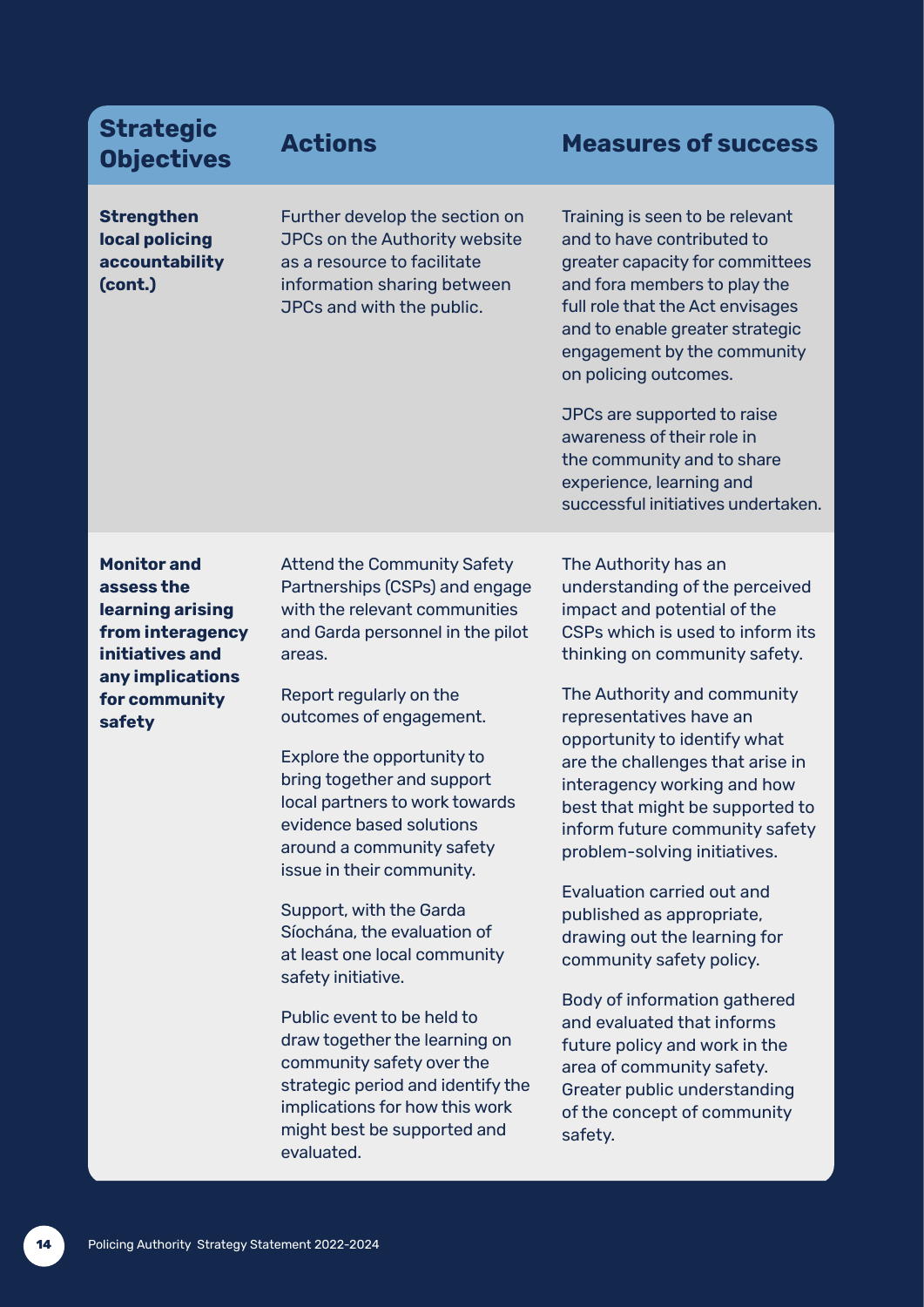| Strategic Objectives | Actions | Measures of success |
|---|---|---|
| **Strengthen local policing accountability (cont.)** | Further develop the section on JPCs on the Authority website as a resource to facilitate information sharing between JPCs and with the public. | Training is seen to be relevant and to have contributed to greater capacity for committees and fora members to play the full role that the Act envisages and to enable greater strategic engagement by the community on policing outcomes.<br><br>JPCs are supported to raise awareness of their role in the community and to share experience, learning and successful initiatives undertaken. |
| **Monitor and assess the learning arising from interagency initiatives and any implications for community safety** | Attend the Community Safety Partnerships (CSPs) and engage with the relevant communities and Garda personnel in the pilot areas.<br><br>Report regularly on the outcomes of engagement.<br><br>Explore the opportunity to bring together and support local partners to work towards evidence based solutions around a community safety issue in their community.<br><br>Support, with the Garda Síochána, the evaluation of at least one local community safety initiative.<br><br>Public event to be held to draw together the learning on community safety over the strategic period and identify the implications for how this work might best be supported and evaluated. | The Authority has an understanding of the perceived impact and potential of the CSPs which is used to inform its thinking on community safety.<br><br>The Authority and community representatives have an opportunity to identify what are the challenges that arise in interagency working and how best that might be supported to inform future community safety problem-solving initiatives.<br><br>Evaluation carried out and published as appropriate, drawing out the learning for community safety policy.<br><br>Body of information gathered and evaluated that informs future policy and work in the area of community safety. Greater public understanding of the concept of community safety. |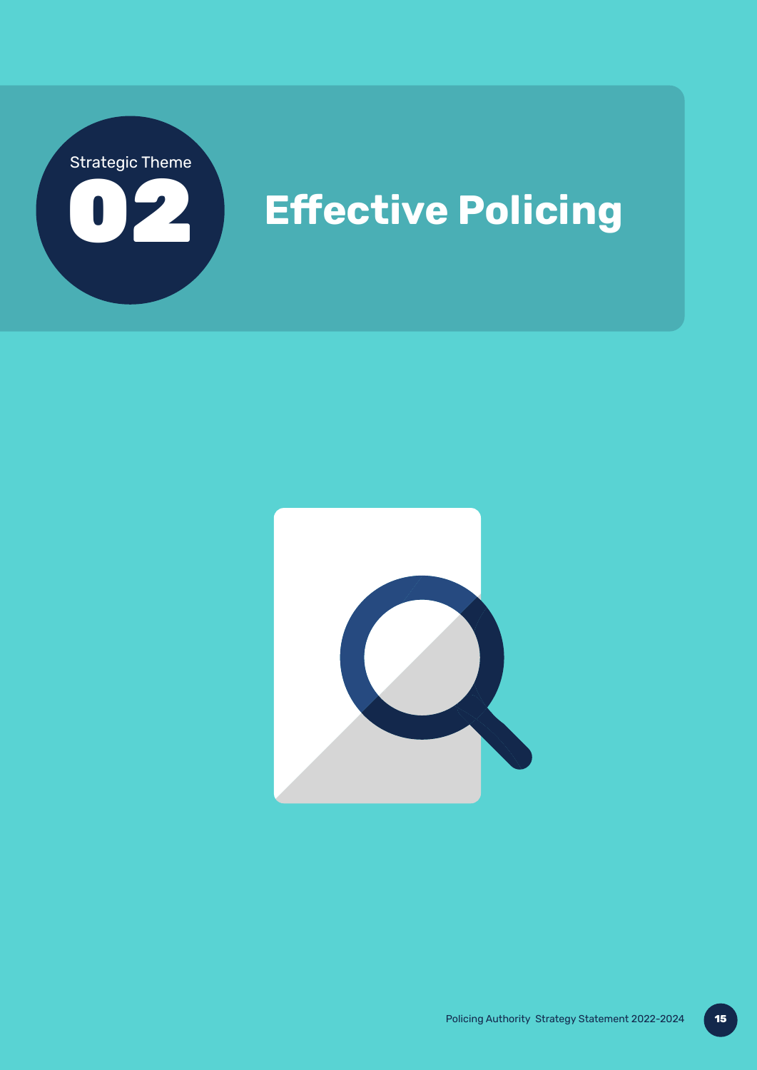Strategic Theme

# 02 Effective Policing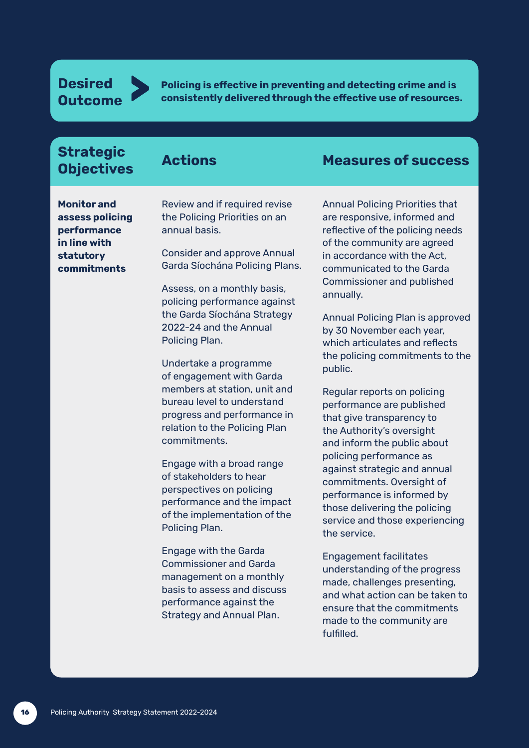**Desired Outcome** > **Policing is effective in preventing and detecting crime and is consistently delivered through the effective use of resources.**

| Strategic Objectives | Actions | Measures of success |
|---|---|---|
| **Monitor and assess policing performance in line with statutory commitments** | Review and if required revise the Policing Priorities on an annual basis.<br><br>Consider and approve Annual Garda Síochána Policing Plans.<br><br>Assess, on a monthly basis, policing performance against the Garda Síochána Strategy 2022-24 and the Annual Policing Plan.<br><br>Undertake a programme of engagement with Garda members at station, unit and bureau level to understand progress and performance in relation to the Policing Plan commitments.<br><br>Engage with a broad range of stakeholders to hear perspectives on policing performance and the impact of the implementation of the Policing Plan.<br><br>Engage with the Garda Commissioner and Garda management on a monthly basis to assess and discuss performance against the Strategy and Annual Plan. | Annual Policing Priorities that are responsive, informed and reflective of the policing needs of the community are agreed in accordance with the Act, communicated to the Garda Commissioner and published annually.<br><br>Annual Policing Plan is approved by 30 November each year, which articulates and reflects the policing commitments to the public.<br><br>Regular reports on policing performance are published that give transparency to the Authority's oversight and inform the public about policing performance as against strategic and annual commitments. Oversight of performance is informed by those delivering the policing service and those experiencing the service.<br><br>Engagement facilitates understanding of the progress made, challenges presenting, and what action can be taken to ensure that the commitments made to the community are fulfilled. |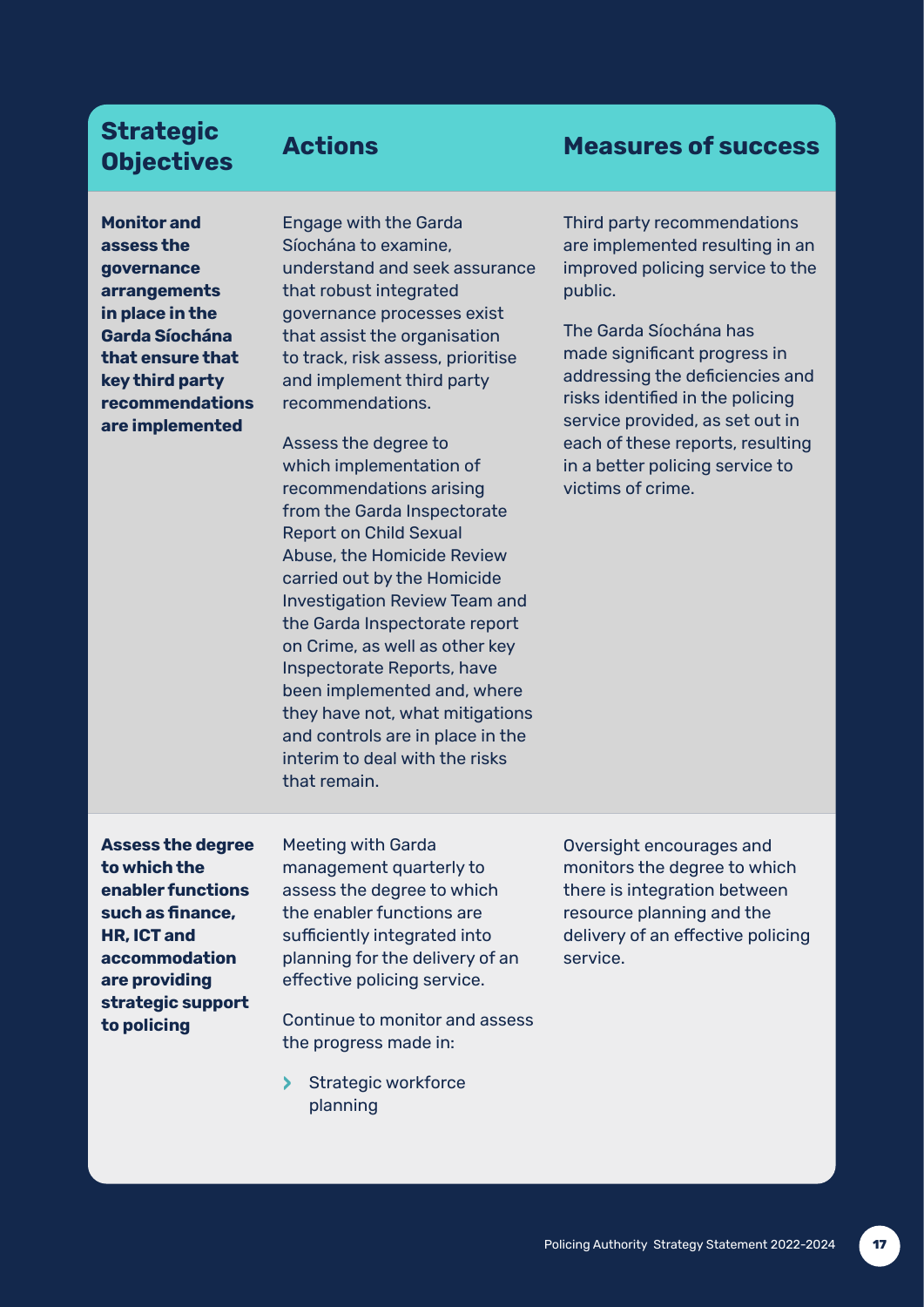| Strategic Objectives | Actions | Measures of success |
|---|---|---|
| **Monitor and assess the governance arrangements in place in the Garda Síochána that ensure that key third party recommendations are implemented** | Engage with the Garda Síochána to examine, understand and seek assurance that robust integrated governance processes exist that assist the organisation to track, risk assess, prioritise and implement third party recommendations.<br><br>Assess the degree to which implementation of recommendations arising from the Garda Inspectorate Report on Child Sexual Abuse, the Homicide Review carried out by the Homicide Investigation Review Team and the Garda Inspectorate report on Crime, as well as other key Inspectorate Reports, have been implemented and, where they have not, what mitigations and controls are in place in the interim to deal with the risks that remain. | Third party recommendations are implemented resulting in an improved policing service to the public.<br><br>The Garda Síochána has made significant progress in addressing the deficiencies and risks identified in the policing service provided, as set out in each of these reports, resulting in a better policing service to victims of crime. |
| **Assess the degree to which the enabler functions such as finance, HR, ICT and accommodation are providing strategic support to policing** | Meeting with Garda management quarterly to assess the degree to which the enabler functions are sufficiently integrated into planning for the delivery of an effective policing service.<br><br>Continue to monitor and assess the progress made in:<br><br>› Strategic workforce planning | Oversight encourages and monitors the degree to which there is integration between resource planning and the delivery of an effective policing service. |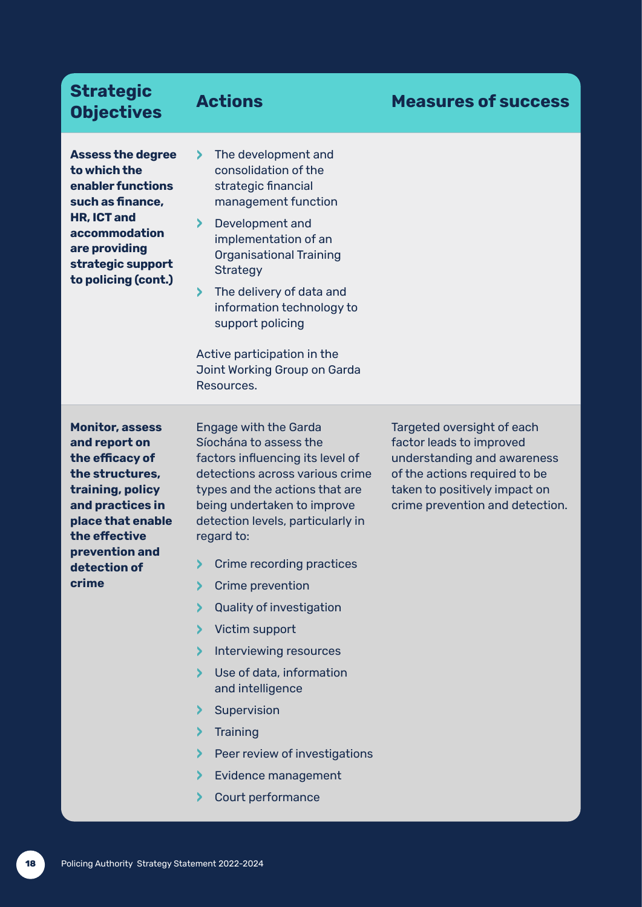| Strategic Objectives | Actions | Measures of success |
|---|---|---|
| **Assess the degree to which the enabler functions such as finance, HR, ICT and accommodation are providing strategic support to policing (cont.)** | • The development and consolidation of the strategic financial management function<br>• Development and implementation of an Organisational Training Strategy<br>• The delivery of data and information technology to support policing<br><br>Active participation in the Joint Working Group on Garda Resources. | |
| **Monitor, assess and report on the efficacy of the structures, training, policy and practices in place that enable the effective prevention and detection of crime** | Engage with the Garda Síochána to assess the factors influencing its level of detections across various crime types and the actions that are being undertaken to improve detection levels, particularly in regard to:<br>• Crime recording practices<br>• Crime prevention<br>• Quality of investigation<br>• Victim support<br>• Interviewing resources<br>• Use of data, information and intelligence<br>• Supervision<br>• Training<br>• Peer review of investigations<br>• Evidence management<br>• Court performance | Targeted oversight of each factor leads to improved understanding and awareness of the actions required to be taken to positively impact on crime prevention and detection. |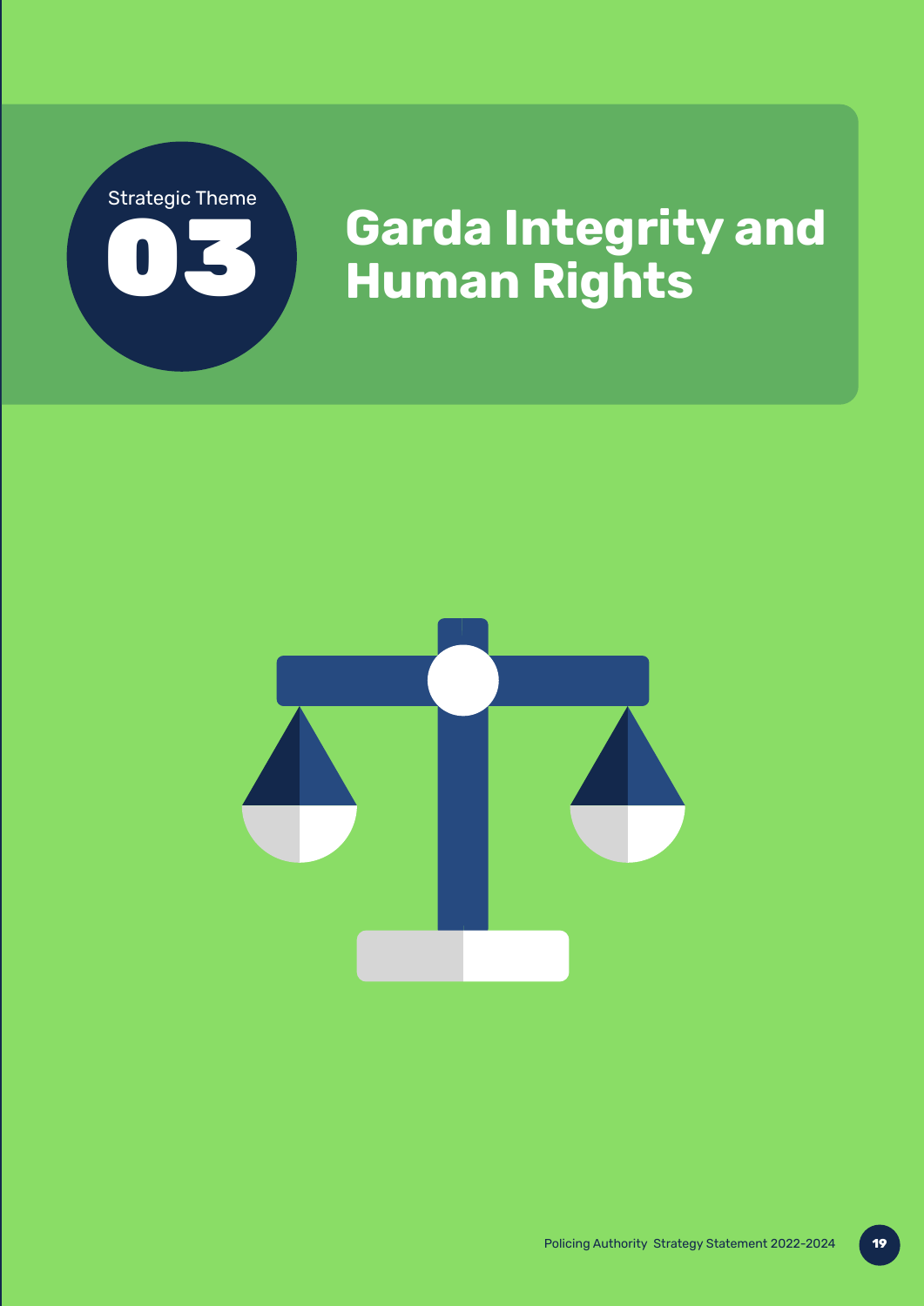Strategic Theme

# 03 Garda Integrity and Human Rights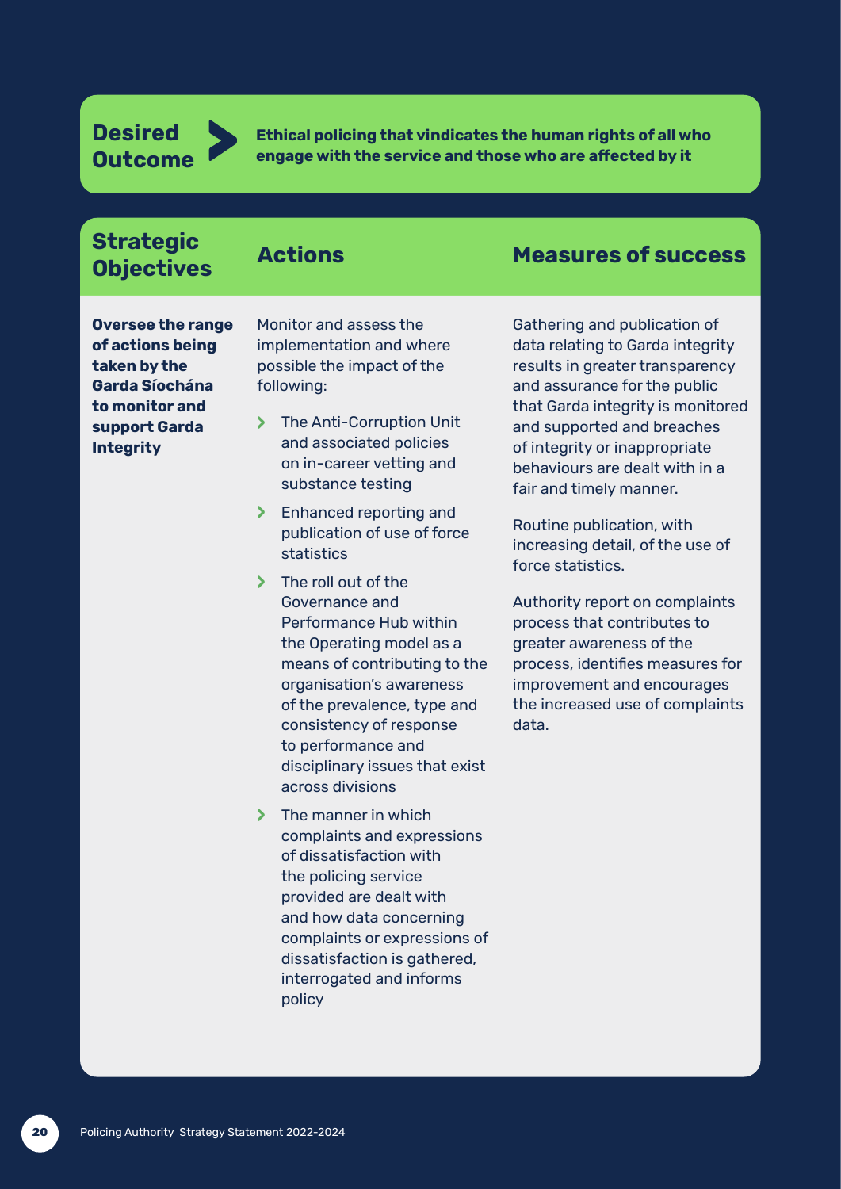**Desired Outcome** > **Ethical policing that vindicates the human rights of all who engage with the service and those who are affected by it**

| Strategic Objectives | Actions | Measures of success |
|---|---|---|
| **Oversee the range of actions being taken by the Garda Síochána to monitor and support Garda Integrity** | Monitor and assess the implementation and where possible the impact of the following:<br>› The Anti-Corruption Unit and associated policies on in-career vetting and substance testing<br>› Enhanced reporting and publication of use of force statistics<br>› The roll out of the Governance and Performance Hub within the Operating model as a means of contributing to the organisation's awareness of the prevalence, type and consistency of response to performance and disciplinary issues that exist across divisions<br>› The manner in which complaints and expressions of dissatisfaction with the policing service provided are dealt with and how data concerning complaints or expressions of dissatisfaction is gathered, interrogated and informs policy | Gathering and publication of data relating to Garda integrity results in greater transparency and assurance for the public that Garda integrity is monitored and supported and breaches of integrity or inappropriate behaviours are dealt with in a fair and timely manner.<br><br>Routine publication, with increasing detail, of the use of force statistics.<br><br>Authority report on complaints process that contributes to greater awareness of the process, identifies measures for improvement and encourages the increased use of complaints data. |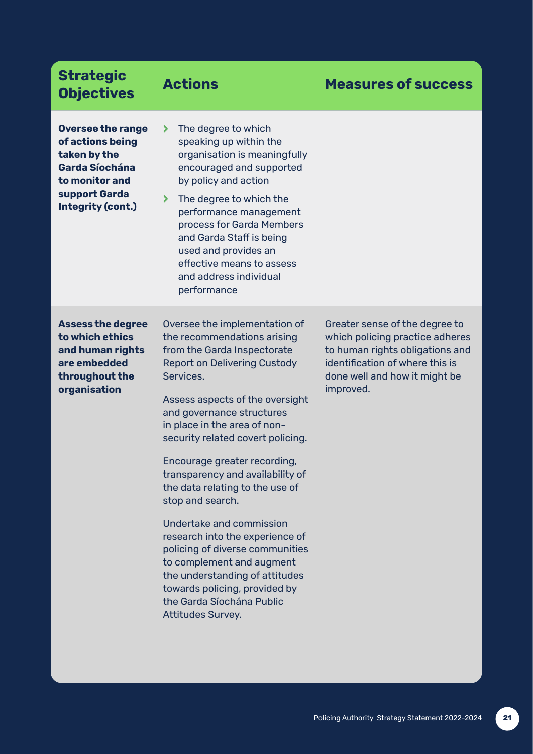| Strategic Objectives | Actions | Measures of success |
|---|---|---|
| **Oversee the range of actions being taken by the Garda Síochána to monitor and support Garda Integrity (cont.)** | › The degree to which speaking up within the organisation is meaningfully encouraged and supported by policy and action<br><br>› The degree to which the performance management process for Garda Members and Garda Staff is being used and provides an effective means to assess and address individual performance | |
| **Assess the degree to which ethics and human rights are embedded throughout the organisation** | Oversee the implementation of the recommendations arising from the Garda Inspectorate Report on Delivering Custody Services.<br><br>Assess aspects of the oversight and governance structures in place in the area of non-security related covert policing.<br><br>Encourage greater recording, transparency and availability of the data relating to the use of stop and search.<br><br>Undertake and commission research into the experience of policing of diverse communities to complement and augment the understanding of attitudes towards policing, provided by the Garda Síochána Public Attitudes Survey. | Greater sense of the degree to which policing practice adheres to human rights obligations and identification of where this is done well and how it might be improved. |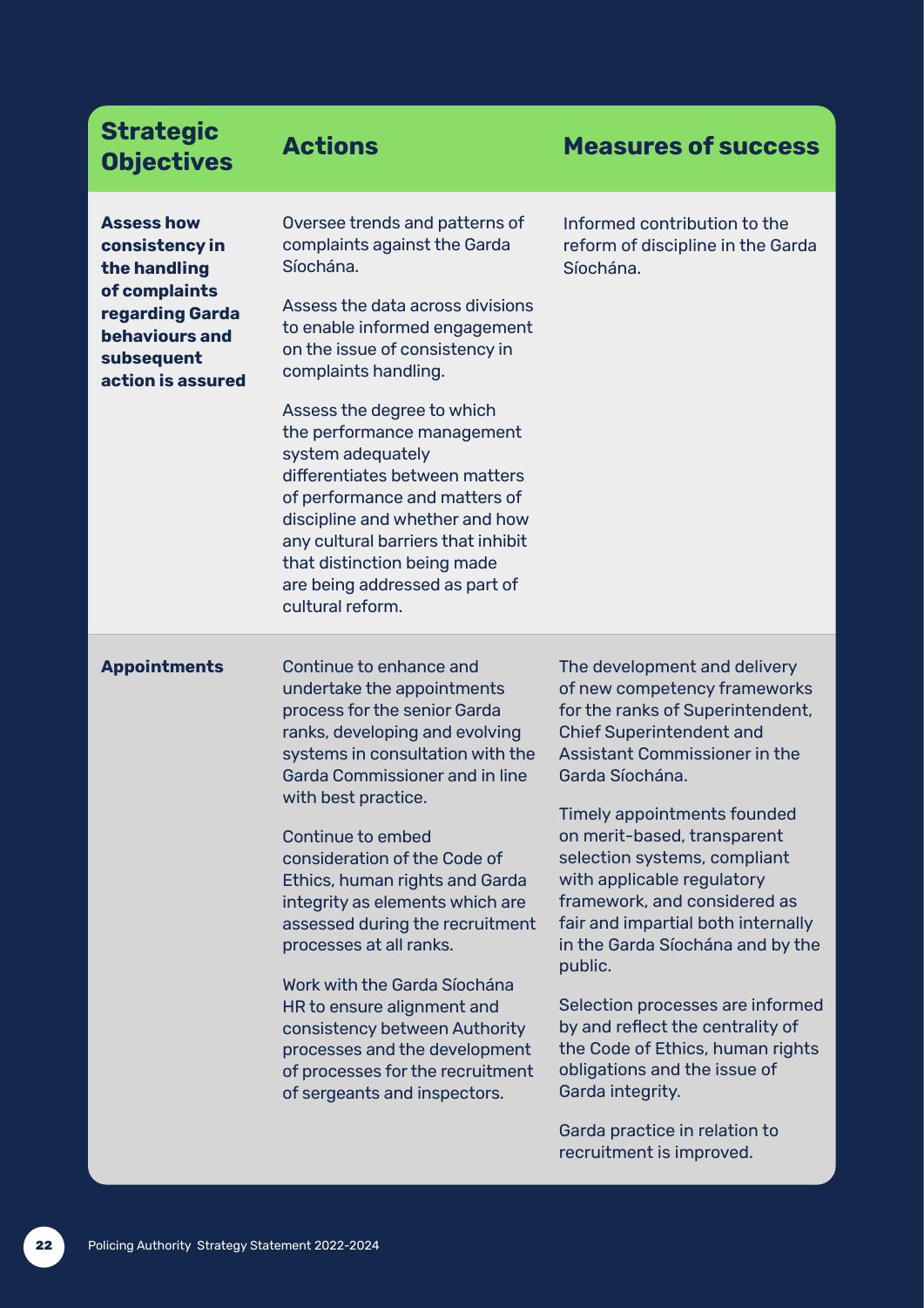| Strategic Objectives | Actions | Measures of success |
| --- | --- | --- |
| **Assess how consistency in the handling of complaints regarding Garda behaviours and subsequent action is assured** | Oversee trends and patterns of complaints against the Garda Síochána.<br><br>Assess the data across divisions to enable informed engagement on the issue of consistency in complaints handling.<br><br>Assess the degree to which the performance management system adequately differentiates between matters of performance and matters of discipline and whether and how any cultural barriers that inhibit that distinction being made are being addressed as part of cultural reform. | Informed contribution to the reform of discipline in the Garda Síochána. |
| **Appointments** | Continue to enhance and undertake the appointments process for the senior Garda ranks, developing and evolving systems in consultation with the Garda Commissioner and in line with best practice.<br><br>Continue to embed consideration of the Code of Ethics, human rights and Garda integrity as elements which are assessed during the recruitment processes at all ranks.<br><br>Work with the Garda Síochána HR to ensure alignment and consistency between Authority processes and the development of processes for the recruitment of sergeants and inspectors. | The development and delivery of new competency frameworks for the ranks of Superintendent, Chief Superintendent and Assistant Commissioner in the Garda Síochána.<br><br>Timely appointments founded on merit-based, transparent selection systems, compliant with applicable regulatory framework, and considered as fair and impartial both internally in the Garda Síochána and by the public.<br><br>Selection processes are informed by and reflect the centrality of the Code of Ethics, human rights obligations and the issue of Garda integrity.<br><br>Garda practice in relation to recruitment is improved. |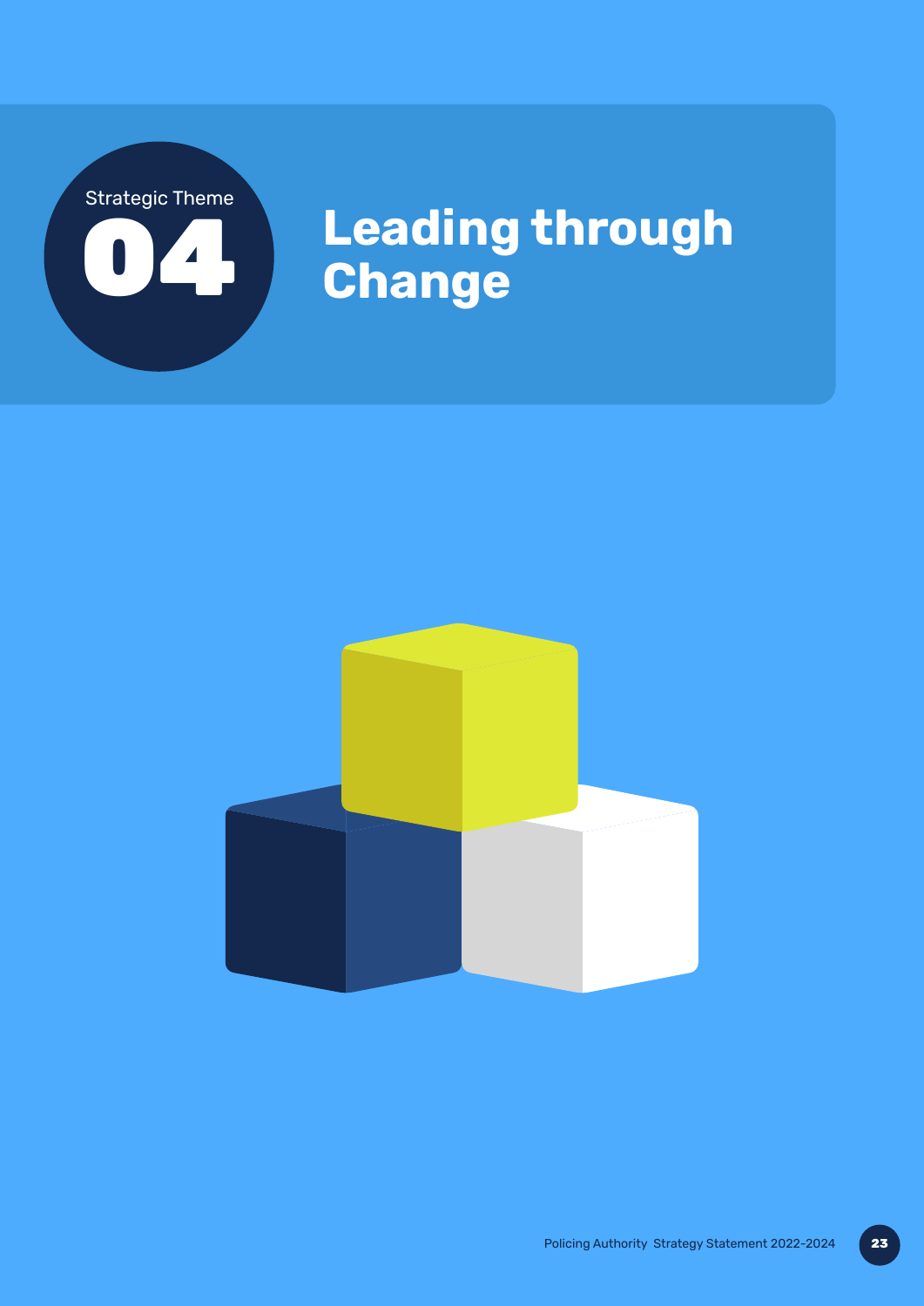Strategic Theme

# 04 Leading through Change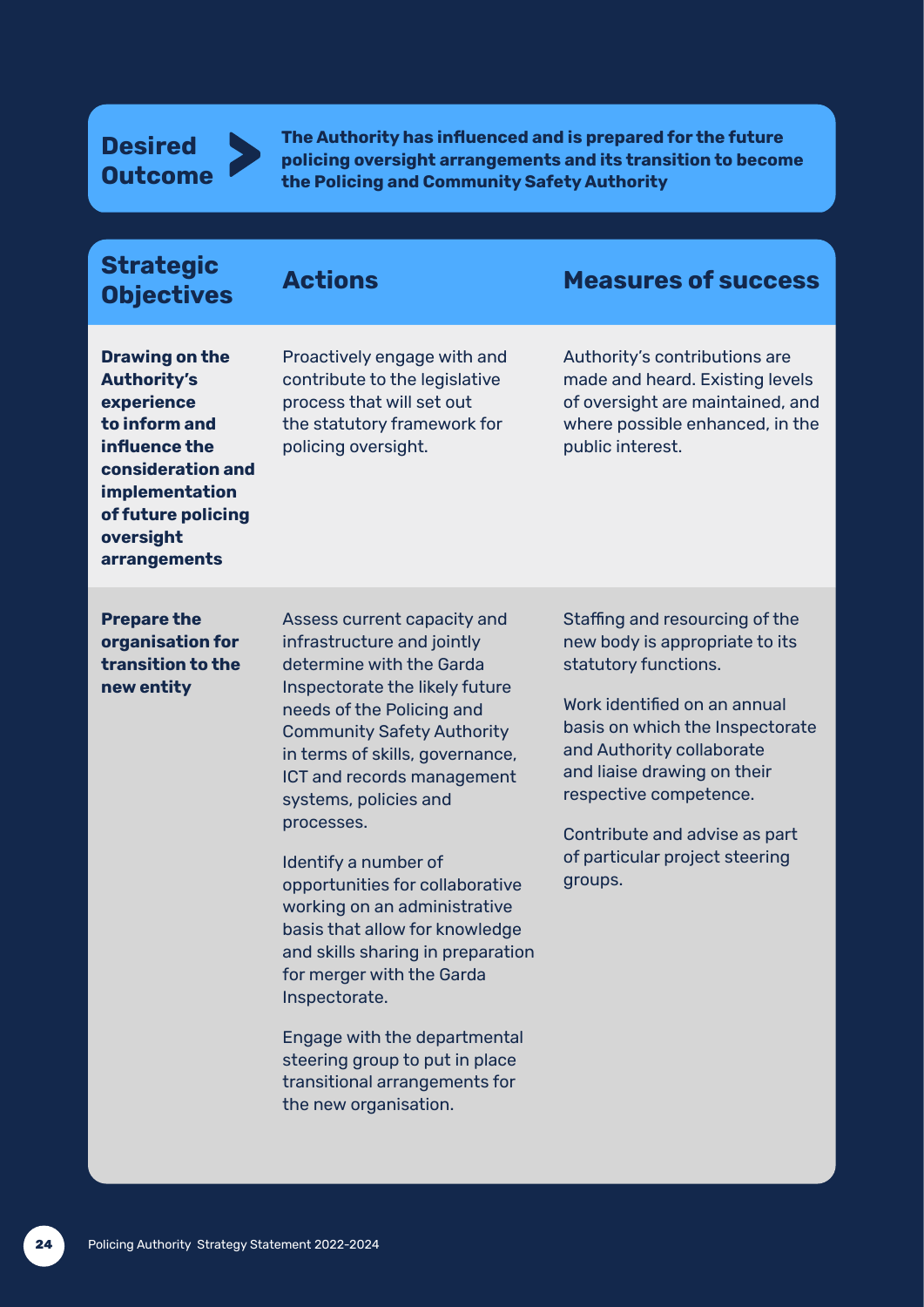**Desired Outcome** > **The Authority has influenced and is prepared for the future policing oversight arrangements and its transition to become the Policing and Community Safety Authority**

| Strategic Objectives | Actions | Measures of success |
| --- | --- | --- |
| **Drawing on the Authority's experience to inform and influence the consideration and implementation of future policing oversight arrangements** | Proactively engage with and contribute to the legislative process that will set out the statutory framework for policing oversight. | Authority's contributions are made and heard. Existing levels of oversight are maintained, and where possible enhanced, in the public interest. |
| **Prepare the organisation for transition to the new entity** | Assess current capacity and infrastructure and jointly determine with the Garda Inspectorate the likely future needs of the Policing and Community Safety Authority in terms of skills, governance, ICT and records management systems, policies and processes.<br><br>Identify a number of opportunities for collaborative working on an administrative basis that allow for knowledge and skills sharing in preparation for merger with the Garda Inspectorate.<br><br>Engage with the departmental steering group to put in place transitional arrangements for the new organisation. | Staffing and resourcing of the new body is appropriate to its statutory functions.<br><br>Work identified on an annual basis on which the Inspectorate and Authority collaborate and liaise drawing on their respective competence.<br><br>Contribute and advise as part of particular project steering groups. |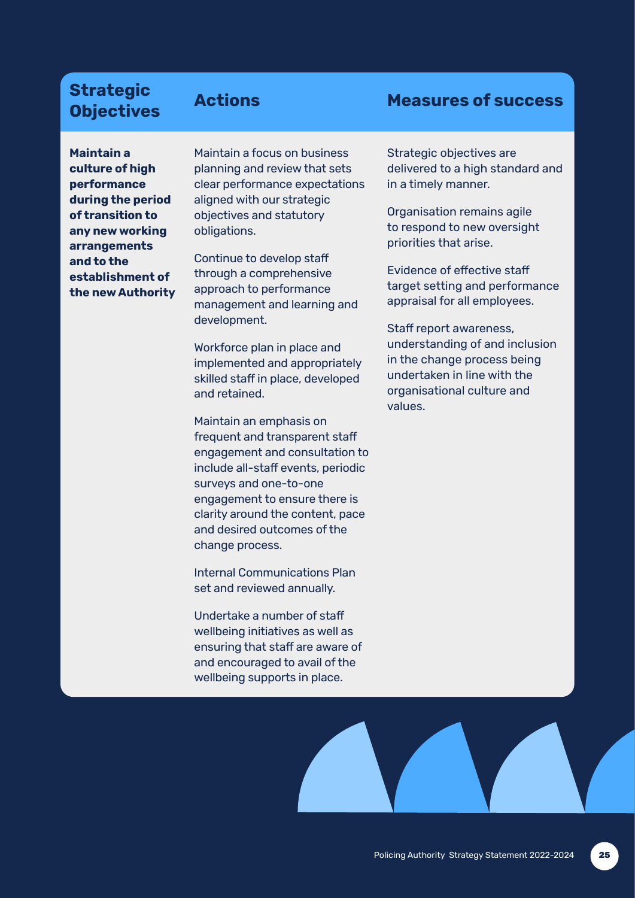| Strategic Objectives | Actions | Measures of success |
|---|---|---|
| **Maintain a culture of high performance during the period of transition to any new working arrangements and to the establishment of the new Authority** | Maintain a focus on business planning and review that sets clear performance expectations aligned with our strategic objectives and statutory obligations.<br><br>Continue to develop staff through a comprehensive approach to performance management and learning and development.<br><br>Workforce plan in place and implemented and appropriately skilled staff in place, developed and retained.<br><br>Maintain an emphasis on frequent and transparent staff engagement and consultation to include all-staff events, periodic surveys and one-to-one engagement to ensure there is clarity around the content, pace and desired outcomes of the change process.<br><br>Internal Communications Plan set and reviewed annually.<br><br>Undertake a number of staff wellbeing initiatives as well as ensuring that staff are aware of and encouraged to avail of the wellbeing supports in place. | Strategic objectives are delivered to a high standard and in a timely manner.<br><br>Organisation remains agile to respond to new oversight priorities that arise.<br><br>Evidence of effective staff target setting and performance appraisal for all employees.<br><br>Staff report awareness, understanding of and inclusion in the change process being undertaken in line with the organisational culture and values. |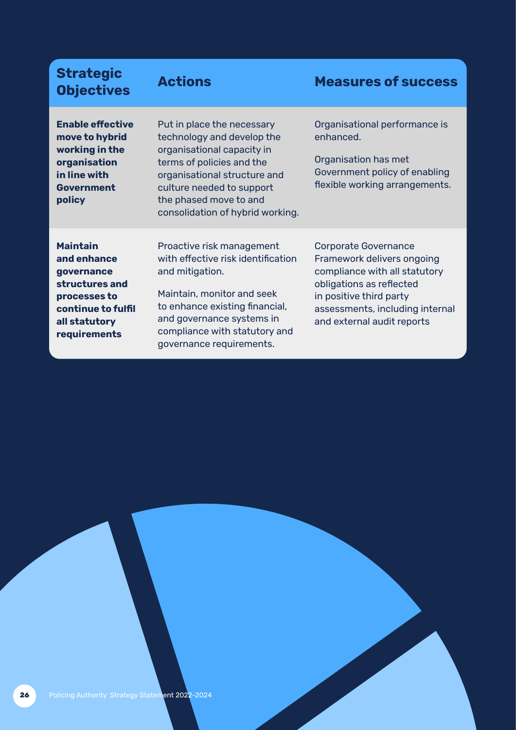| Strategic Objectives | Actions | Measures of success |
|---|---|---|
| **Enable effective move to hybrid working in the organisation in line with Government policy** | Put in place the necessary technology and develop the organisational capacity in terms of policies and the organisational structure and culture needed to support the phased move to and consolidation of hybrid working. | Organisational performance is enhanced.<br><br>Organisation has met Government policy of enabling flexible working arrangements. |
| **Maintain and enhance governance structures and processes to continue to fulfil all statutory requirements** | Proactive risk management with effective risk identification and mitigation.<br><br>Maintain, monitor and seek to enhance existing financial, and governance systems in compliance with statutory and governance requirements. | Corporate Governance Framework delivers ongoing compliance with all statutory obligations as reflected in positive third party assessments, including internal and external audit reports |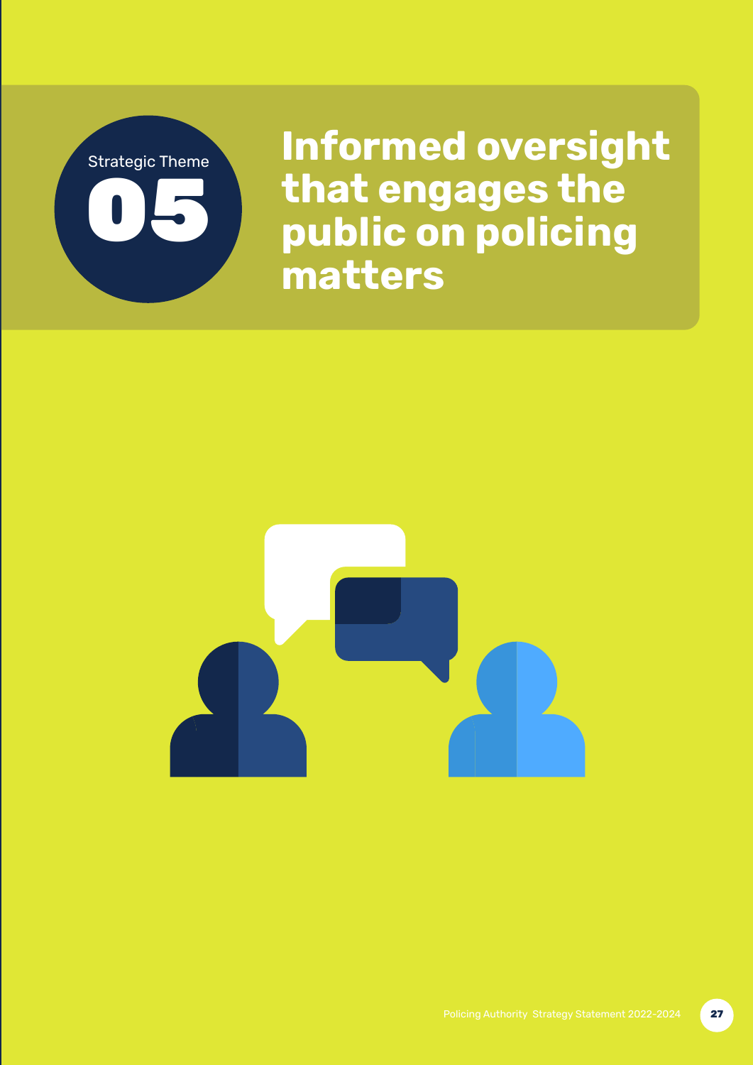Strategic Theme

# 05

# Informed oversight that engages the public on policing matters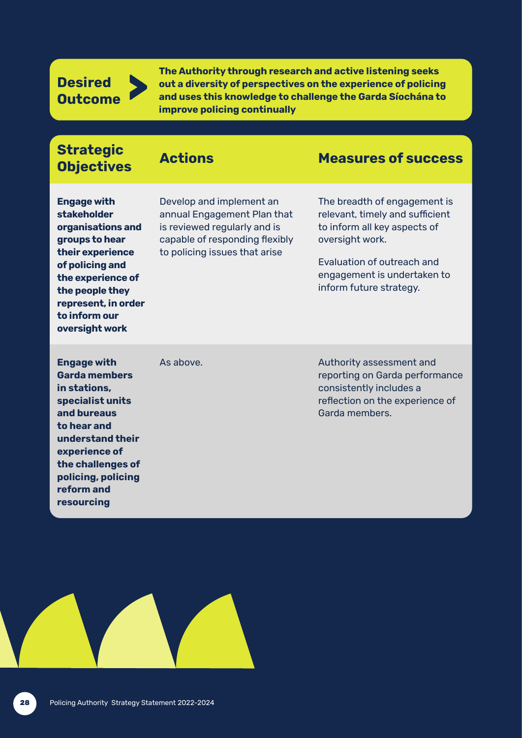**Desired Outcome** **The Authority through research and active listening seeks out a diversity of perspectives on the experience of policing and uses this knowledge to challenge the Garda Síochána to improve policing continually**

| Strategic Objectives | Actions | Measures of success |
|---|---|---|
| **Engage with stakeholder organisations and groups to hear their experience of policing and the experience of the people they represent, in order to inform our oversight work** | Develop and implement an annual Engagement Plan that is reviewed regularly and is capable of responding flexibly to policing issues that arise | The breadth of engagement is relevant, timely and sufficient to inform all key aspects of oversight work.<br><br>Evaluation of outreach and engagement is undertaken to inform future strategy. |
| **Engage with Garda members in stations, specialist units and bureaus to hear and understand their experience of the challenges of policing, policing reform and resourcing** | As above. | Authority assessment and reporting on Garda performance consistently includes a reflection on the experience of Garda members. |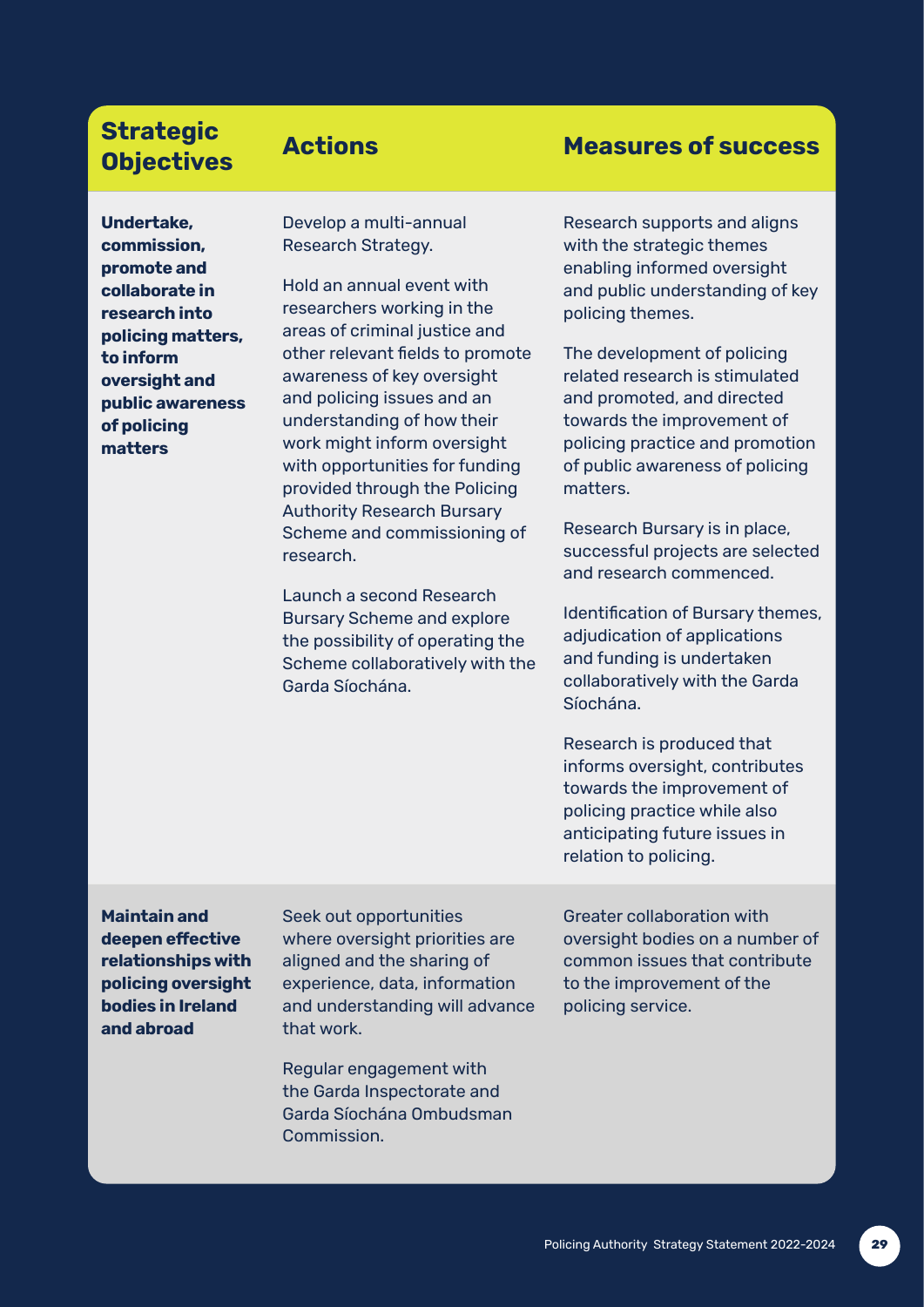| Strategic Objectives | Actions | Measures of success |
|---|---|---|
| **Undertake, commission, promote and collaborate in research into policing matters, to inform oversight and public awareness of policing matters** | Develop a multi-annual Research Strategy.<br><br>Hold an annual event with researchers working in the areas of criminal justice and other relevant fields to promote awareness of key oversight and policing issues and an understanding of how their work might inform oversight with opportunities for funding provided through the Policing Authority Research Bursary Scheme and commissioning of research.<br><br>Launch a second Research Bursary Scheme and explore the possibility of operating the Scheme collaboratively with the Garda Síochána. | Research supports and aligns with the strategic themes enabling informed oversight and public understanding of key policing themes.<br><br>The development of policing related research is stimulated and promoted, and directed towards the improvement of policing practice and promotion of public awareness of policing matters.<br><br>Research Bursary is in place, successful projects are selected and research commenced.<br><br>Identification of Bursary themes, adjudication of applications and funding is undertaken collaboratively with the Garda Síochána.<br><br>Research is produced that informs oversight, contributes towards the improvement of policing practice while also anticipating future issues in relation to policing. |
| **Maintain and deepen effective relationships with policing oversight bodies in Ireland and abroad** | Seek out opportunities where oversight priorities are aligned and the sharing of experience, data, information and understanding will advance that work.<br><br>Regular engagement with the Garda Inspectorate and Garda Síochána Ombudsman Commission. | Greater collaboration with oversight bodies on a number of common issues that contribute to the improvement of the policing service. |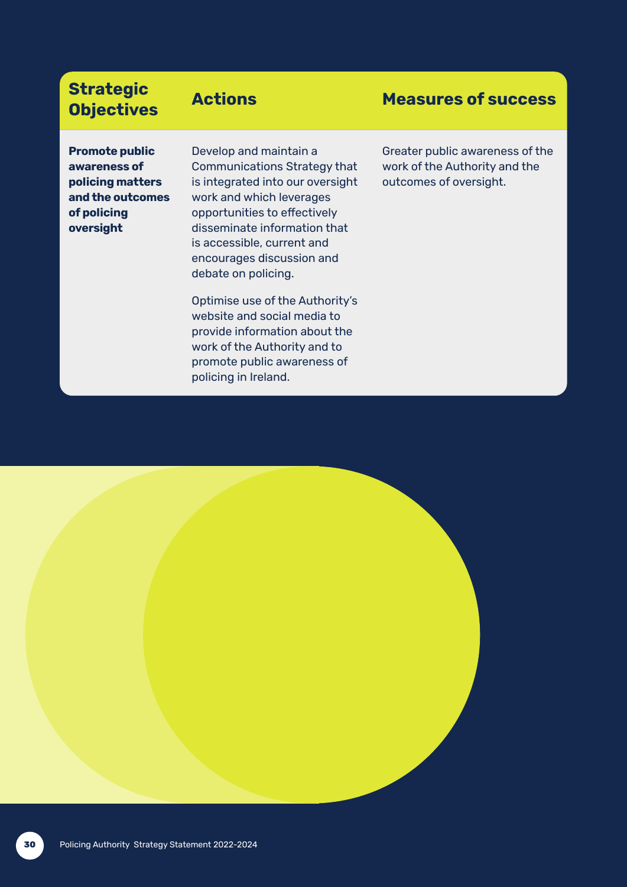| Strategic Objectives | Actions | Measures of success |
| --- | --- | --- |
| **Promote public awareness of policing matters and the outcomes of policing oversight** | Develop and maintain a Communications Strategy that is integrated into our oversight work and which leverages opportunities to effectively disseminate information that is accessible, current and encourages discussion and debate on policing.<br><br>Optimise use of the Authority's website and social media to provide information about the work of the Authority and to promote public awareness of policing in Ireland. | Greater public awareness of the work of the Authority and the outcomes of oversight. |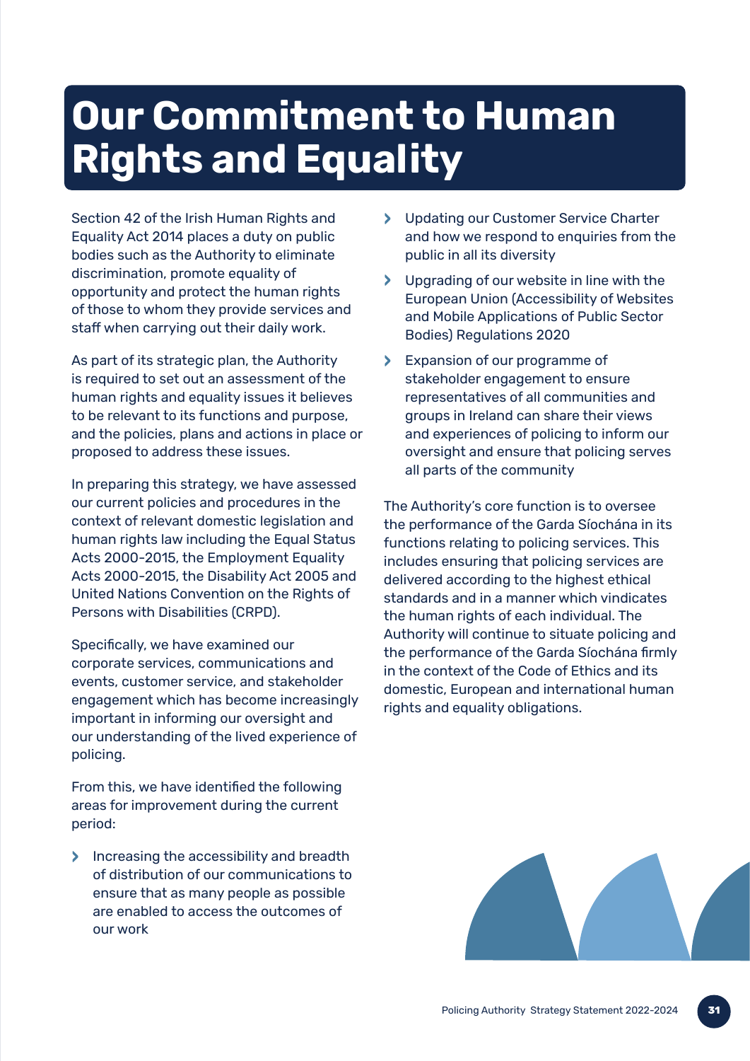# Our Commitment to Human Rights and Equality

Section 42 of the Irish Human Rights and Equality Act 2014 places a duty on public bodies such as the Authority to eliminate discrimination, promote equality of opportunity and protect the human rights of those to whom they provide services and staff when carrying out their daily work.

As part of its strategic plan, the Authority is required to set out an assessment of the human rights and equality issues it believes to be relevant to its functions and purpose, and the policies, plans and actions in place or proposed to address these issues.

In preparing this strategy, we have assessed our current policies and procedures in the context of relevant domestic legislation and human rights law including the Equal Status Acts 2000-2015, the Employment Equality Acts 2000-2015, the Disability Act 2005 and United Nations Convention on the Rights of Persons with Disabilities (CRPD).

Specifically, we have examined our corporate services, communications and events, customer service, and stakeholder engagement which has become increasingly important in informing our oversight and our understanding of the lived experience of policing.

From this, we have identified the following areas for improvement during the current period:

- Increasing the accessibility and breadth of distribution of our communications to ensure that as many people as possible are enabled to access the outcomes of our work
- Updating our Customer Service Charter and how we respond to enquiries from the public in all its diversity
- Upgrading of our website in line with the European Union (Accessibility of Websites and Mobile Applications of Public Sector Bodies) Regulations 2020
- Expansion of our programme of stakeholder engagement to ensure representatives of all communities and groups in Ireland can share their views and experiences of policing to inform our oversight and ensure that policing serves all parts of the community

The Authority's core function is to oversee the performance of the Garda Síochána in its functions relating to policing services. This includes ensuring that policing services are delivered according to the highest ethical standards and in a manner which vindicates the human rights of each individual. The Authority will continue to situate policing and the performance of the Garda Síochána firmly in the context of the Code of Ethics and its domestic, European and international human rights and equality obligations.